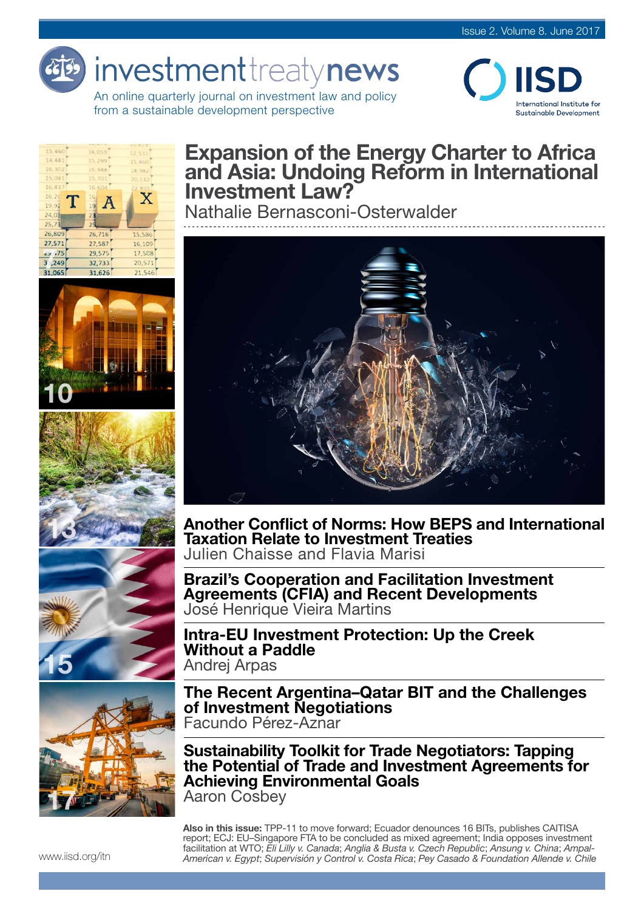Issue 2. Volume 8. June 2017

# investment treaty news

An online quarterly journal on investment law and policy from a sustainable development perspective

IISD International Institute for Sustainable Development

## Expansion of the Energy Charter to Africa and Asia: Undoing Reform in International Investment Law?

Nathalie Bernasconi-Osterwalder

## Another Conflict of Norms: How BEPS and International Taxation Relate to Investment Treaties

Julien Chaisse and Flavia Marisi

## Brazil's Cooperation and Facilitation Investment Agreements (CFIA) and Recent Developments

José Henrique Vieira Martins

## Intra-EU Investment Protection: Up the Creek Without a Paddle

Andrej Arpas

## The Recent Argentina–Qatar BIT and the Challenges of Investment Negotiations

Facundo Pérez-Aznar

## Sustainability Toolkit for Trade Negotiators: Tapping the Potential of Trade and Investment Agreements for Achieving Environmental Goals

Aaron Cosbey

**Also in this issue:** TPP-11 to move forward; Ecuador denounces 16 BITs, publishes CAITISA report; ECJ: EU–Singapore FTA to be concluded as mixed agreement; India opposes investment facilitation at WTO; *Eli Lilly v. Canada*; *Anglia & Busta v. Czech Republic*; *Ansung v. China*; *Ampal-American v. Egypt*; *Supervisión y Control v. Costa Rica*; *Pey Casado & Foundation Allende v. Chile*

www.iisd.org/itn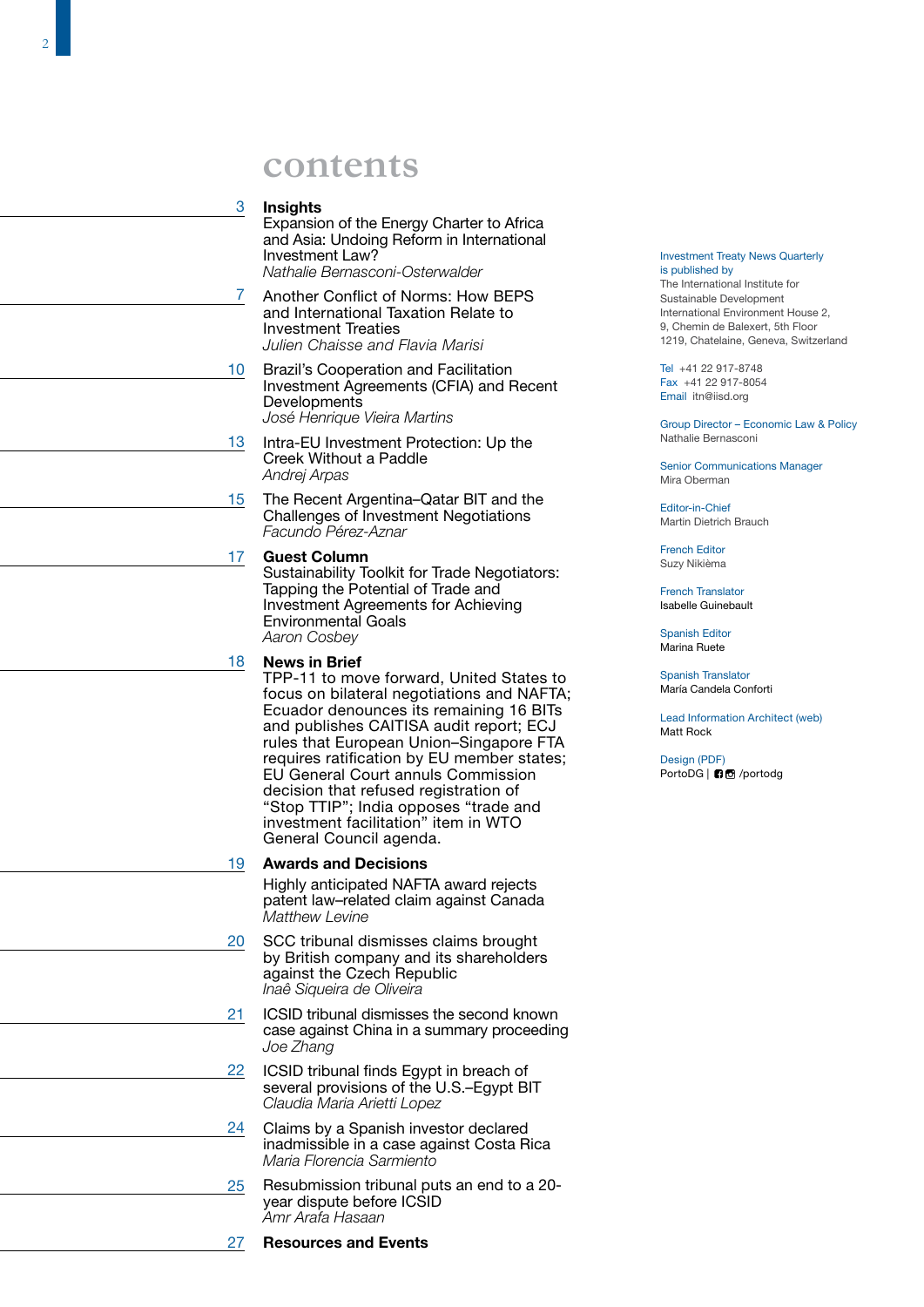# contents

**3** **Insights**
Expansion of the Energy Charter to Africa and Asia: Undoing Reform in International Investment Law?
*Nathalie Bernasconi-Osterwalder*

**7** Another Conflict of Norms: How BEPS and International Taxation Relate to Investment Treaties
*Julien Chaisse and Flavia Marisi*

**10** Brazil's Cooperation and Facilitation Investment Agreements (CFIA) and Recent Developments
*José Henrique Vieira Martins*

**13** Intra-EU Investment Protection: Up the Creek Without a Paddle
*Andrej Arpas*

**15** The Recent Argentina–Qatar BIT and the Challenges of Investment Negotiations
*Facundo Pérez-Aznar*

**17** **Guest Column**
Sustainability Toolkit for Trade Negotiators: Tapping the Potential of Trade and Investment Agreements for Achieving Environmental Goals
*Aaron Cosbey*

**18** **News in Brief**
TPP-11 to move forward, United States to focus on bilateral negotiations and NAFTA; Ecuador denounces its remaining 16 BITs and publishes CAITISA audit report; ECJ rules that European Union–Singapore FTA requires ratification by EU member states; EU General Court annuls Commission decision that refused registration of "Stop TTIP"; India opposes "trade and investment facilitation" item in WTO General Council agenda.

**19** **Awards and Decisions**
Highly anticipated NAFTA award rejects patent law–related claim against Canada
*Matthew Levine*

**20** SCC tribunal dismisses claims brought by British company and its shareholders against the Czech Republic
*Inaê Siqueira de Oliveira*

**21** ICSID tribunal dismisses the second known case against China in a summary proceeding
*Joe Zhang*

**22** ICSID tribunal finds Egypt in breach of several provisions of the U.S.–Egypt BIT
*Claudia Maria Arietti Lopez*

**24** Claims by a Spanish investor declared inadmissible in a case against Costa Rica
*Maria Florencia Sarmiento*

**25** Resubmission tribunal puts an end to a 20-year dispute before ICSID
*Amr Arafa Hasaan*

**27** **Resources and Events**

---

Investment Treaty News Quarterly is published by
The International Institute for Sustainable Development
International Environment House 2,
9, Chemin de Balexert, 5th Floor
1219, Chatelaine, Geneva, Switzerland

Tel +41 22 917-8748
Fax +41 22 917-8054
Email itn@iisd.org

Group Director – Economic Law & Policy
Nathalie Bernasconi

Senior Communications Manager
Mira Oberman

Editor-in-Chief
Martin Dietrich Brauch

French Editor
Suzy Nikièma

French Translator
Isabelle Guinebault

Spanish Editor
Marina Ruete

Spanish Translator
María Candela Conforti

Lead Information Architect (web)
Matt Rock

Design (PDF)
PortoDG | /portodg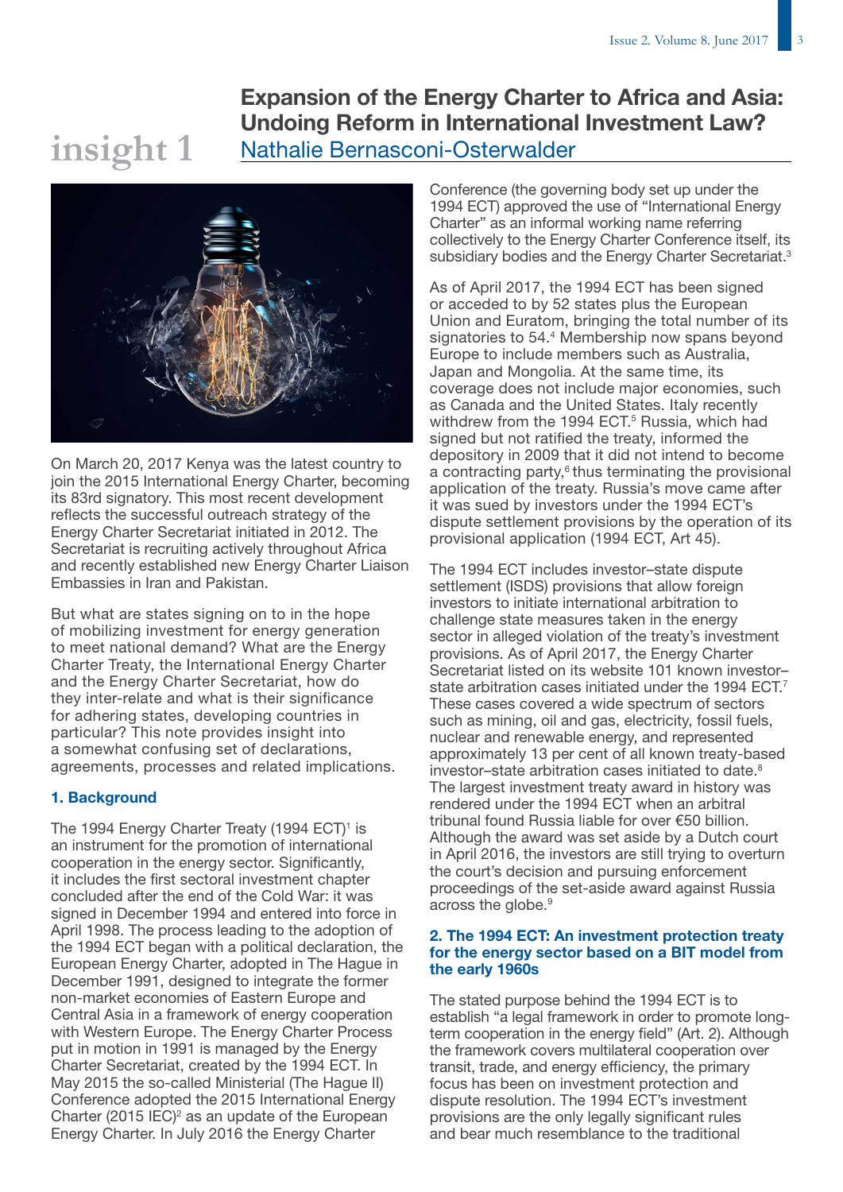insight 1

# Expansion of the Energy Charter to Africa and Asia: Undoing Reform in International Investment Law?

Nathalie Bernasconi-Osterwalder

On March 20, 2017 Kenya was the latest country to join the 2015 International Energy Charter, becoming its 83rd signatory. This most recent development reflects the successful outreach strategy of the Energy Charter Secretariat initiated in 2012. The Secretariat is recruiting actively throughout Africa and recently established new Energy Charter Liaison Embassies in Iran and Pakistan.

But what are states signing on to in the hope of mobilizing investment for energy generation to meet national demand? What are the Energy Charter Treaty, the International Energy Charter and the Energy Charter Secretariat, how do they inter-relate and what is their significance for adhering states, developing countries in particular? This note provides insight into a somewhat confusing set of declarations, agreements, processes and related implications.

## 1. Background

The 1994 Energy Charter Treaty (1994 ECT)[1] is an instrument for the promotion of international cooperation in the energy sector. Significantly, it includes the first sectoral investment chapter concluded after the end of the Cold War: it was signed in December 1994 and entered into force in April 1998. The process leading to the adoption of the 1994 ECT began with a political declaration, the European Energy Charter, adopted in The Hague in December 1991, designed to integrate the former non-market economies of Eastern Europe and Central Asia in a framework of energy cooperation with Western Europe. The Energy Charter Process put in motion in 1991 is managed by the Energy Charter Secretariat, created by the 1994 ECT. In May 2015 the so-called Ministerial (The Hague II) Conference adopted the 2015 International Energy Charter (2015 IEC)[2] as an update of the European Energy Charter. In July 2016 the Energy Charter Conference (the governing body set up under the 1994 ECT) approved the use of "International Energy Charter" as an informal working name referring collectively to the Energy Charter Conference itself, its subsidiary bodies and the Energy Charter Secretariat.[3]

As of April 2017, the 1994 ECT has been signed or acceded to by 52 states plus the European Union and Euratom, bringing the total number of its signatories to 54.[4] Membership now spans beyond Europe to include members such as Australia, Japan and Mongolia. At the same time, its coverage does not include major economies, such as Canada and the United States. Italy recently withdrew from the 1994 ECT.[5] Russia, which had signed but not ratified the treaty, informed the depository in 2009 that it did not intend to become a contracting party,[6] thus terminating the provisional application of the treaty. Russia's move came after it was sued by investors under the 1994 ECT's dispute settlement provisions by the operation of its provisional application (1994 ECT, Art 45).

The 1994 ECT includes investor–state dispute settlement (ISDS) provisions that allow foreign investors to initiate international arbitration to challenge state measures taken in the energy sector in alleged violation of the treaty's investment provisions. As of April 2017, the Energy Charter Secretariat listed on its website 101 known investor–state arbitration cases initiated under the 1994 ECT.[7] These cases covered a wide spectrum of sectors such as mining, oil and gas, electricity, fossil fuels, nuclear and renewable energy, and represented approximately 13 per cent of all known treaty-based investor–state arbitration cases initiated to date.[8] The largest investment treaty award in history was rendered under the 1994 ECT when an arbitral tribunal found Russia liable for over €50 billion. Although the award was set aside by a Dutch court in April 2016, the investors are still trying to overturn the court's decision and pursuing enforcement proceedings of the set-aside award against Russia across the globe.[9]

## 2. The 1994 ECT: An investment protection treaty for the energy sector based on a BIT model from the early 1960s

The stated purpose behind the 1994 ECT is to establish "a legal framework in order to promote long-term cooperation in the energy field" (Art. 2). Although the framework covers multilateral cooperation over transit, trade, and energy efficiency, the primary focus has been on investment protection and dispute resolution. The 1994 ECT's investment provisions are the only legally significant rules and bear much resemblance to the traditional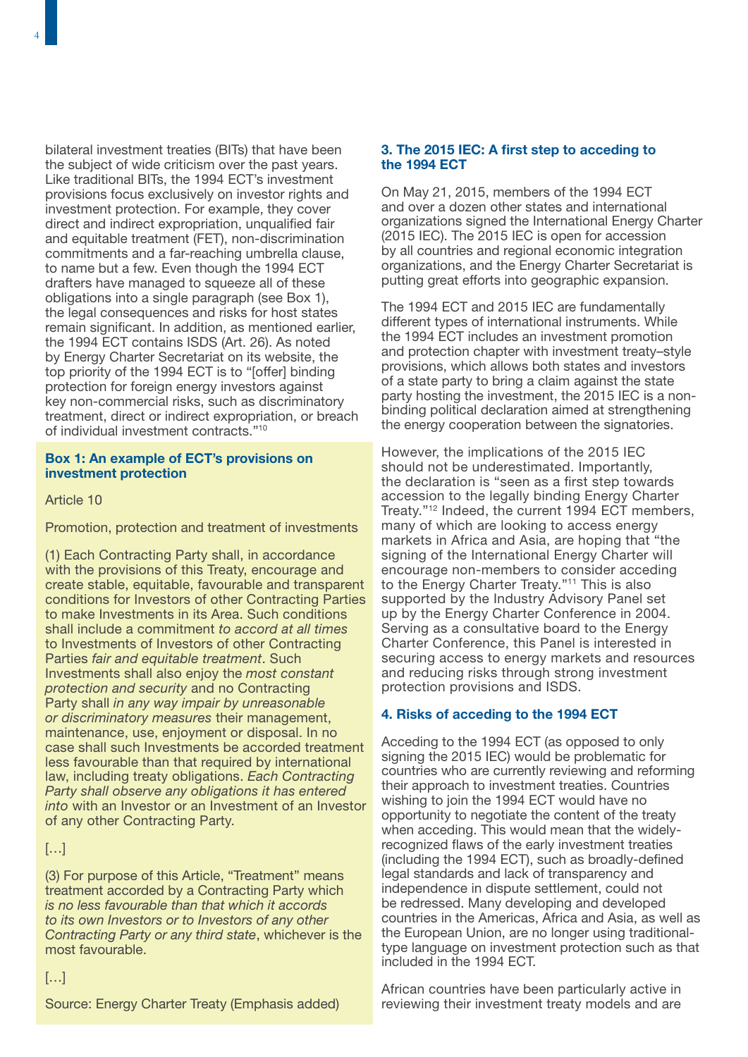bilateral investment treaties (BITs) that have been the subject of wide criticism over the past years. Like traditional BITs, the 1994 ECT's investment provisions focus exclusively on investor rights and investment protection. For example, they cover direct and indirect expropriation, unqualified fair and equitable treatment (FET), non-discrimination commitments and a far-reaching umbrella clause, to name but a few. Even though the 1994 ECT drafters have managed to squeeze all of these obligations into a single paragraph (see Box 1), the legal consequences and risks for host states remain significant. In addition, as mentioned earlier, the 1994 ECT contains ISDS (Art. 26). As noted by Energy Charter Secretariat on its website, the top priority of the 1994 ECT is to "[offer] binding protection for foreign energy investors against key non-commercial risks, such as discriminatory treatment, direct or indirect expropriation, or breach of individual investment contracts."[10]

> **Box 1: An example of ECT's provisions on investment protection**
>
> Article 10
>
> Promotion, protection and treatment of investments
>
> (1) Each Contracting Party shall, in accordance with the provisions of this Treaty, encourage and create stable, equitable, favourable and transparent conditions for Investors of other Contracting Parties to make Investments in its Area. Such conditions shall include a commitment *to accord at all times* to Investments of Investors of other Contracting Parties *fair and equitable treatment*. Such Investments shall also enjoy the *most constant protection and security* and no Contracting Party shall *in any way impair by unreasonable or discriminatory measures* their management, maintenance, use, enjoyment or disposal. In no case shall such Investments be accorded treatment less favourable than that required by international law, including treaty obligations. *Each Contracting Party shall observe any obligations it has entered into* with an Investor or an Investment of an Investor of any other Contracting Party.
>
> […]
>
> (3) For purpose of this Article, "Treatment" means treatment accorded by a Contracting Party which *is no less favourable than that which it accords to its own Investors or to Investors of any other Contracting Party or any third state*, whichever is the most favourable.
>
> […]
>
> Source: Energy Charter Treaty (Emphasis added)

### 3. The 2015 IEC: A first step to acceding to the 1994 ECT

On May 21, 2015, members of the 1994 ECT and over a dozen other states and international organizations signed the International Energy Charter (2015 IEC). The 2015 IEC is open for accession by all countries and regional economic integration organizations, and the Energy Charter Secretariat is putting great efforts into geographic expansion.

The 1994 ECT and 2015 IEC are fundamentally different types of international instruments. While the 1994 ECT includes an investment promotion and protection chapter with investment treaty–style provisions, which allows both states and investors of a state party to bring a claim against the state party hosting the investment, the 2015 IEC is a non-binding political declaration aimed at strengthening the energy cooperation between the signatories.

However, the implications of the 2015 IEC should not be underestimated. Importantly, the declaration is "seen as a first step towards accession to the legally binding Energy Charter Treaty."[12] Indeed, the current 1994 ECT members, many of which are looking to access energy markets in Africa and Asia, are hoping that "the signing of the International Energy Charter will encourage non-members to consider acceding to the Energy Charter Treaty."[11] This is also supported by the Industry Advisory Panel set up by the Energy Charter Conference in 2004. Serving as a consultative board to the Energy Charter Conference, this Panel is interested in securing access to energy markets and resources and reducing risks through strong investment protection provisions and ISDS.

### 4. Risks of acceding to the 1994 ECT

Acceding to the 1994 ECT (as opposed to only signing the 2015 IEC) would be problematic for countries who are currently reviewing and reforming their approach to investment treaties. Countries wishing to join the 1994 ECT would have no opportunity to negotiate the content of the treaty when acceding. This would mean that the widely-recognized flaws of the early investment treaties (including the 1994 ECT), such as broadly-defined legal standards and lack of transparency and independence in dispute settlement, could not be redressed. Many developing and developed countries in the Americas, Africa and Asia, as well as the European Union, are no longer using traditional-type language on investment protection such as that included in the 1994 ECT.

African countries have been particularly active in reviewing their investment treaty models and are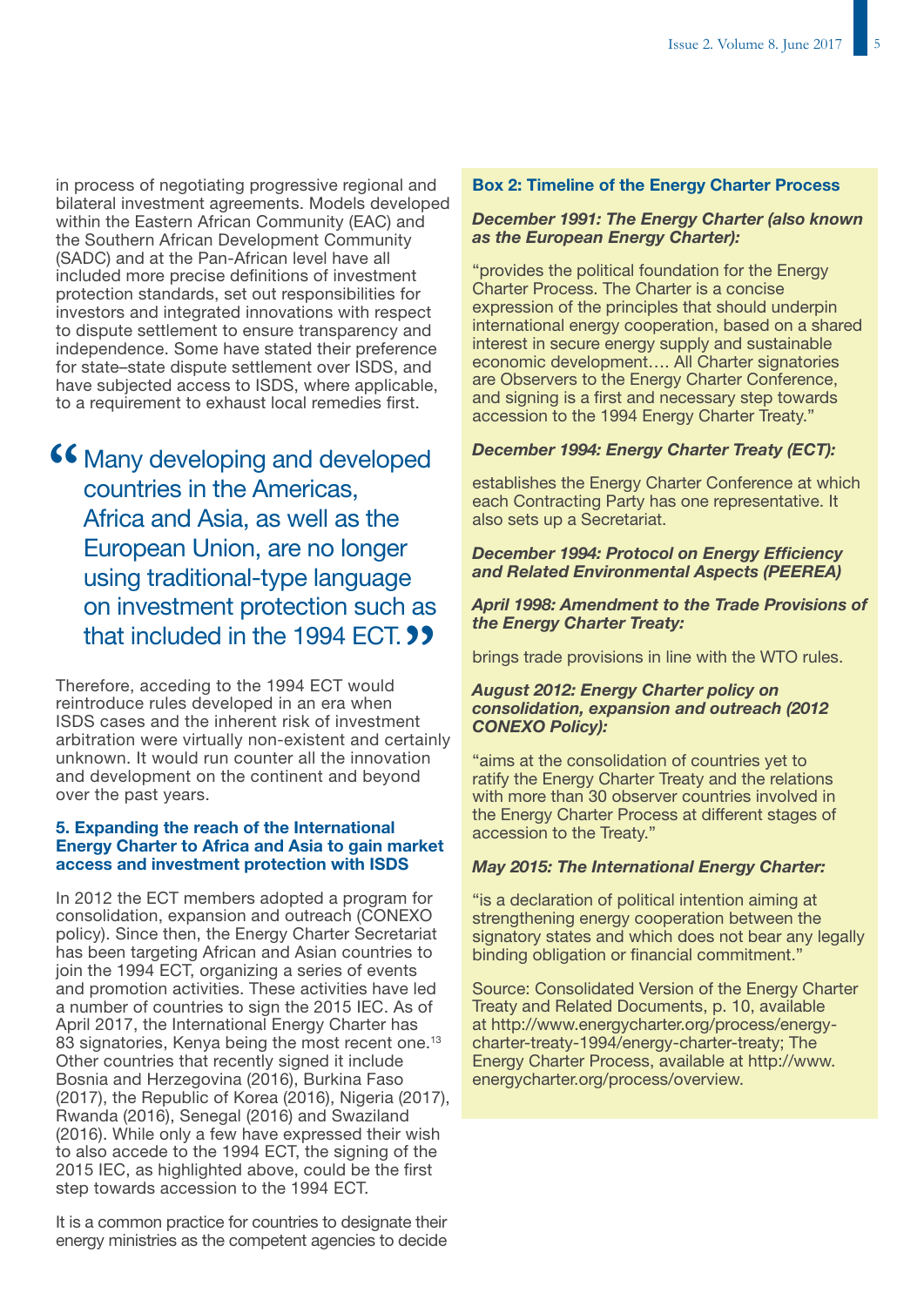in process of negotiating progressive regional and bilateral investment agreements. Models developed within the Eastern African Community (EAC) and the Southern African Development Community (SADC) and at the Pan-African level have all included more precise definitions of investment protection standards, set out responsibilities for investors and integrated innovations with respect to dispute settlement to ensure transparency and independence. Some have stated their preference for state–state dispute settlement over ISDS, and have subjected access to ISDS, where applicable, to a requirement to exhaust local remedies first.

> “Many developing and developed countries in the Americas, Africa and Asia, as well as the European Union, are no longer using traditional-type language on investment protection such as that included in the 1994 ECT.”

Therefore, acceding to the 1994 ECT would reintroduce rules developed in an era when ISDS cases and the inherent risk of investment arbitration were virtually non-existent and certainly unknown. It would run counter all the innovation and development on the continent and beyond over the past years.

### 5. Expanding the reach of the International Energy Charter to Africa and Asia to gain market access and investment protection with ISDS

In 2012 the ECT members adopted a program for consolidation, expansion and outreach (CONEXO policy). Since then, the Energy Charter Secretariat has been targeting African and Asian countries to join the 1994 ECT, organizing a series of events and promotion activities. These activities have led a number of countries to sign the 2015 IEC. As of April 2017, the International Energy Charter has 83 signatories, Kenya being the most recent one.[13] Other countries that recently signed it include Bosnia and Herzegovina (2016), Burkina Faso (2017), the Republic of Korea (2016), Nigeria (2017), Rwanda (2016), Senegal (2016) and Swaziland (2016). While only a few have expressed their wish to also accede to the 1994 ECT, the signing of the 2015 IEC, as highlighted above, could be the first step towards accession to the 1994 ECT.

It is a common practice for countries to designate their energy ministries as the competent agencies to decide

---

**Box 2: Timeline of the Energy Charter Process**

***December 1991: The Energy Charter (also known as the European Energy Charter):***

“provides the political foundation for the Energy Charter Process. The Charter is a concise expression of the principles that should underpin international energy cooperation, based on a shared interest in secure energy supply and sustainable economic development…. All Charter signatories are Observers to the Energy Charter Conference, and signing is a first and necessary step towards accession to the 1994 Energy Charter Treaty.”

***December 1994: Energy Charter Treaty (ECT):***

establishes the Energy Charter Conference at which each Contracting Party has one representative. It also sets up a Secretariat.

***December 1994: Protocol on Energy Efficiency and Related Environmental Aspects (PEEREA)***

***April 1998: Amendment to the Trade Provisions of the Energy Charter Treaty:***

brings trade provisions in line with the WTO rules.

***August 2012: Energy Charter policy on consolidation, expansion and outreach (2012 CONEXO Policy):***

“aims at the consolidation of countries yet to ratify the Energy Charter Treaty and the relations with more than 30 observer countries involved in the Energy Charter Process at different stages of accession to the Treaty.”

***May 2015: The International Energy Charter:***

“is a declaration of political intention aiming at strengthening energy cooperation between the signatory states and which does not bear any legally binding obligation or financial commitment.”

Source: Consolidated Version of the Energy Charter Treaty and Related Documents, p. 10, available at http://www.energycharter.org/process/energy-charter-treaty-1994/energy-charter-treaty; The Energy Charter Process, available at http://www.energycharter.org/process/overview.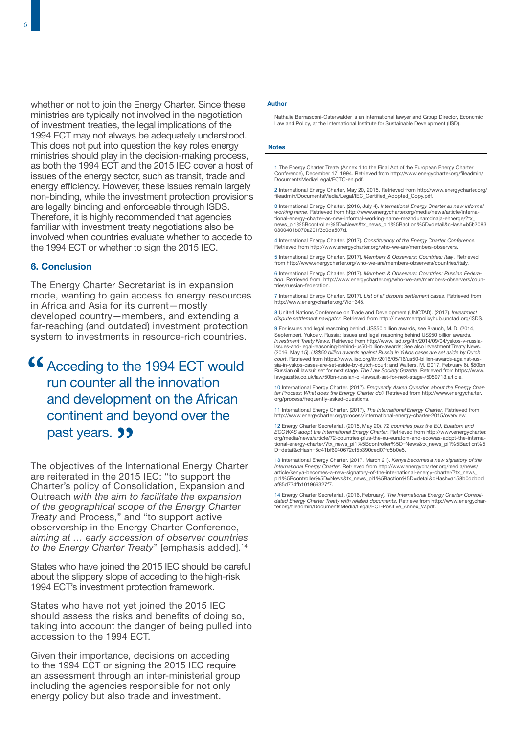whether or not to join the Energy Charter. Since these ministries are typically not involved in the negotiation of investment treaties, the legal implications of the 1994 ECT may not always be adequately understood. This does not put into question the key roles energy ministries should play in the decision-making process, as both the 1994 ECT and the 2015 IEC cover a host of issues of the energy sector, such as transit, trade and energy efficiency. However, these issues remain largely non-binding, while the investment protection provisions are legally binding and enforceable through ISDS. Therefore, it is highly recommended that agencies familiar with investment treaty negotiations also be involved when countries evaluate whether to accede to the 1994 ECT or whether to sign the 2015 IEC.

## 6. Conclusion

The Energy Charter Secretariat is in expansion mode, wanting to gain access to energy resources in Africa and Asia for its current—mostly developed country—members, and extending a far-reaching (and outdated) investment protection system to investments in resource-rich countries.

> “Acceding to the 1994 ECT would run counter all the innovation and development on the African continent and beyond over the past years.”

The objectives of the International Energy Charter are reiterated in the 2015 IEC: “to support the Charter’s policy of Consolidation, Expansion and Outreach *with the aim to facilitate the expansion of the geographical scope of the Energy Charter Treaty* and Process,” and “to support active observership in the Energy Charter Conference, *aiming at … early accession of observer countries to the Energy Charter Treaty*” [emphasis added].[14]

States who have joined the 2015 IEC should be careful about the slippery slope of acceding to the high-risk 1994 ECT’s investment protection framework.

States who have not yet joined the 2015 IEC should assess the risks and benefits of doing so, taking into account the danger of being pulled into accession to the 1994 ECT.

Given their importance, decisions on acceding to the 1994 ECT or signing the 2015 IEC require an assessment through an inter-ministerial group including the agencies responsible for not only energy policy but also trade and investment.

### Author

Nathalie Bernasconi-Osterwalder is an international lawyer and Group Director, Economic Law and Policy, at the International Institute for Sustainable Development (IISD).

### Notes

1 The Energy Charter Treaty (Annex 1 to the Final Act of the European Energy Charter Conference), December 17, 1994. Retrieved from http://www.energycharter.org/fileadmin/DocumentsMedia/Legal/ECTC-en.pdf.

2 International Energy Charter, May 20, 2015. Retrieved from http://www.energycharter.org/fileadmin/DocumentsMedia/Legal/IEC_Certified_Adopted_Copy.pdf.

3 International Energy Charter. (2016, July 4). *International Energy Charter as new informal working name*. Retrieved from http://www.energycharter.org/media/news/article/international-energy-charter-as-new-informal-working-name-mezhdunarodnaja-ehnerge/?tx_news_pi1%5Bcontroller%5D=News&tx_news_pi1%5Baction%5D=detail&cHash=b5b20830300401b070a201f3c0da507d.

4 International Energy Charter. (2017). *Constituency of the Energy Charter Conference*. Retrieved from http://www.energycharter.org/who-we-are/members-observers.

5 International Energy Charter. (2017). *Members & Observers: Countries: Italy*. Retrieved from http://www.energycharter.org/who-we-are/members-observers/countries/italy.

6 International Energy Charter. (2017). *Members & Observers: Countries: Russian Federation*. Retrieved from http://www.energycharter.org/who-we-are/members-observers/countries/russian-federation.

7 International Energy Charter. (2017). *List of all dispute settlement cases*. Retrieved from http://www.energycharter.org/?id=345.

8 United Nations Conference on Trade and Development (UNCTAD). (2017). *Investment dispute settlement navigator*. Retrieved from http://investmentpolicyhub.unctad.org/ISDS.

9 For issues and legal reasoning behind US$50 billion awards, see Brauch, M. D. (2014, September). Yukos v. Russia: Issues and legal reasoning behind US$50 billion awards. *Investment Treaty News*. Retrieved from http://www.iisd.org/itn/2014/09/04/yukos-v-russia-issues-and-legal-reasoning-behind-us50-billion-awards; See also Investment Treaty News. (2016, May 15). *US$50 billion awards against Russia in Yukos cases are set aside by Dutch court*. Retrieved from https://www.iisd.org/itn/2016/05/16/us50-billion-awards-against-russia-in-yukos-cases-are-set-aside-by-dutch-court; and Walters, M. (2017, February 6). $50bn Russian oil lawsuit set for next stage. *The Law Society Gazette*. Retrieved from https://www.lawgazette.co.uk/law/50bn-russian-oil-lawsuit-set-for-next-stage-/5059713.article.

10 International Energy Charter. (2017). *Frequently Asked Question about the Energy Charter Process: What does the Energy Charter do?* Retrieved from http://www.energycharter.org/process/frequently-asked-questions.

11 International Energy Charter. (2017). *The International Energy Charter*. Retrieved from http://www.energycharter.org/process/international-energy-charter-2015/overview.

12 Energy Charter Secretariat. (2015, May 20). *72 countries plus the EU, Euratom and ECOWAS adopt the International Energy Charter*. Retrieved from http://www.energycharter.org/media/news/article/72-countries-plus-the-eu-euratom-and-ecowas-adopt-the-international-energy-charter/?tx_news_pi1%5Bcontroller%5D=News&tx_news_pi1%5Baction%5D=detail&cHash=6c41bf6940672cf5b390ced07fc5b0e5.

13 International Energy Charter. (2017, March 21). *Kenya becomes a new signatory of the International Energy Charter*. Retrieved from http://www.energycharter.org/media/news/article/kenya-becomes-a-new-signatory-of-the-international-energy-charter/?tx_news_pi1%5Bcontroller%5D=News&tx_news_pi1%5Baction%5D=detail&cHash=a158b0ddbbdaf85d774fb101966327f7.

14 Energy Charter Secretariat. (2016, February). *The International Energy Charter Consolidated Energy Charter Treaty with related documents*. Retrieve from http://www.energycharter.org/fileadmin/DocumentsMedia/Legal/ECT-Positive_Annex_W.pdf.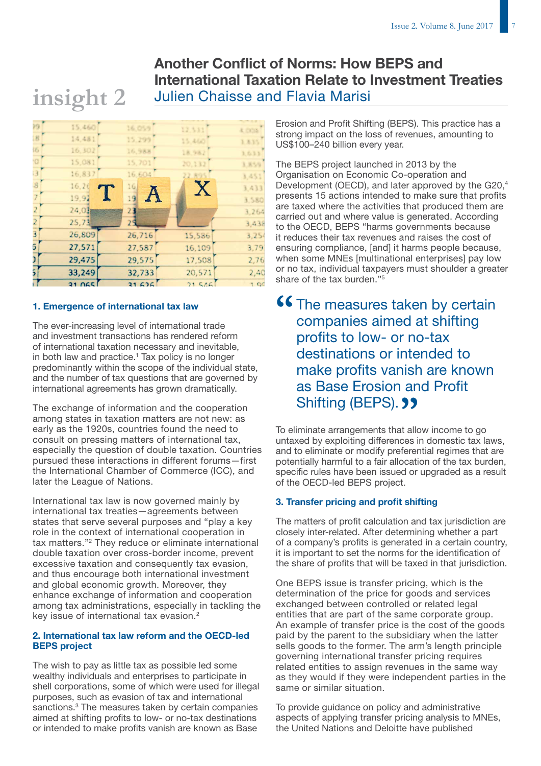insight 2

# Another Conflict of Norms: How BEPS and International Taxation Relate to Investment Treaties

Julien Chaisse and Flavia Marisi

### 1. Emergence of international tax law

The ever-increasing level of international trade and investment transactions has rendered reform of international taxation necessary and inevitable, in both law and practice.[1] Tax policy is no longer predominantly within the scope of the individual state, and the number of tax questions that are governed by international agreements has grown dramatically.

The exchange of information and the cooperation among states in taxation matters are not new: as early as the 1920s, countries found the need to consult on pressing matters of international tax, especially the question of double taxation. Countries pursued these interactions in different forums—first the International Chamber of Commerce (ICC), and later the League of Nations.

International tax law is now governed mainly by international tax treaties—agreements between states that serve several purposes and "play a key role in the context of international cooperation in tax matters."[2] They reduce or eliminate international double taxation over cross-border income, prevent excessive taxation and consequently tax evasion, and thus encourage both international investment and global economic growth. Moreover, they enhance exchange of information and cooperation among tax administrations, especially in tackling the key issue of international tax evasion.[2]

### 2. International tax law reform and the OECD-led BEPS project

The wish to pay as little tax as possible led some wealthy individuals and enterprises to participate in shell corporations, some of which were used for illegal purposes, such as evasion of tax and international sanctions.[3] The measures taken by certain companies aimed at shifting profits to low- or no-tax destinations or intended to make profits vanish are known as Base Erosion and Profit Shifting (BEPS). This practice has a strong impact on the loss of revenues, amounting to US$100–240 billion every year.

The BEPS project launched in 2013 by the Organisation for Economic Co-operation and Development (OECD), and later approved by the G20,[4] presents 15 actions intended to make sure that profits are taxed where the activities that produced them are carried out and where value is generated. According to the OECD, BEPS "harms governments because it reduces their tax revenues and raises the cost of ensuring compliance, [and] it harms people because, when some MNEs [multinational enterprises] pay low or no tax, individual taxpayers must shoulder a greater share of the tax burden."[5]

> "The measures taken by certain companies aimed at shifting profits to low- or no-tax destinations or intended to make profits vanish are known as Base Erosion and Profit Shifting (BEPS)."

To eliminate arrangements that allow income to go untaxed by exploiting differences in domestic tax laws, and to eliminate or modify preferential regimes that are potentially harmful to a fair allocation of the tax burden, specific rules have been issued or upgraded as a result of the OECD-led BEPS project.

### 3. Transfer pricing and profit shifting

The matters of profit calculation and tax jurisdiction are closely inter-related. After determining whether a part of a company's profits is generated in a certain country, it is important to set the norms for the identification of the share of profits that will be taxed in that jurisdiction.

One BEPS issue is transfer pricing, which is the determination of the price for goods and services exchanged between controlled or related legal entities that are part of the same corporate group. An example of transfer price is the cost of the goods paid by the parent to the subsidiary when the latter sells goods to the former. The arm's length principle governing international transfer pricing requires related entities to assign revenues in the same way as they would if they were independent parties in the same or similar situation.

To provide guidance on policy and administrative aspects of applying transfer pricing analysis to MNEs, the United Nations and Deloitte have published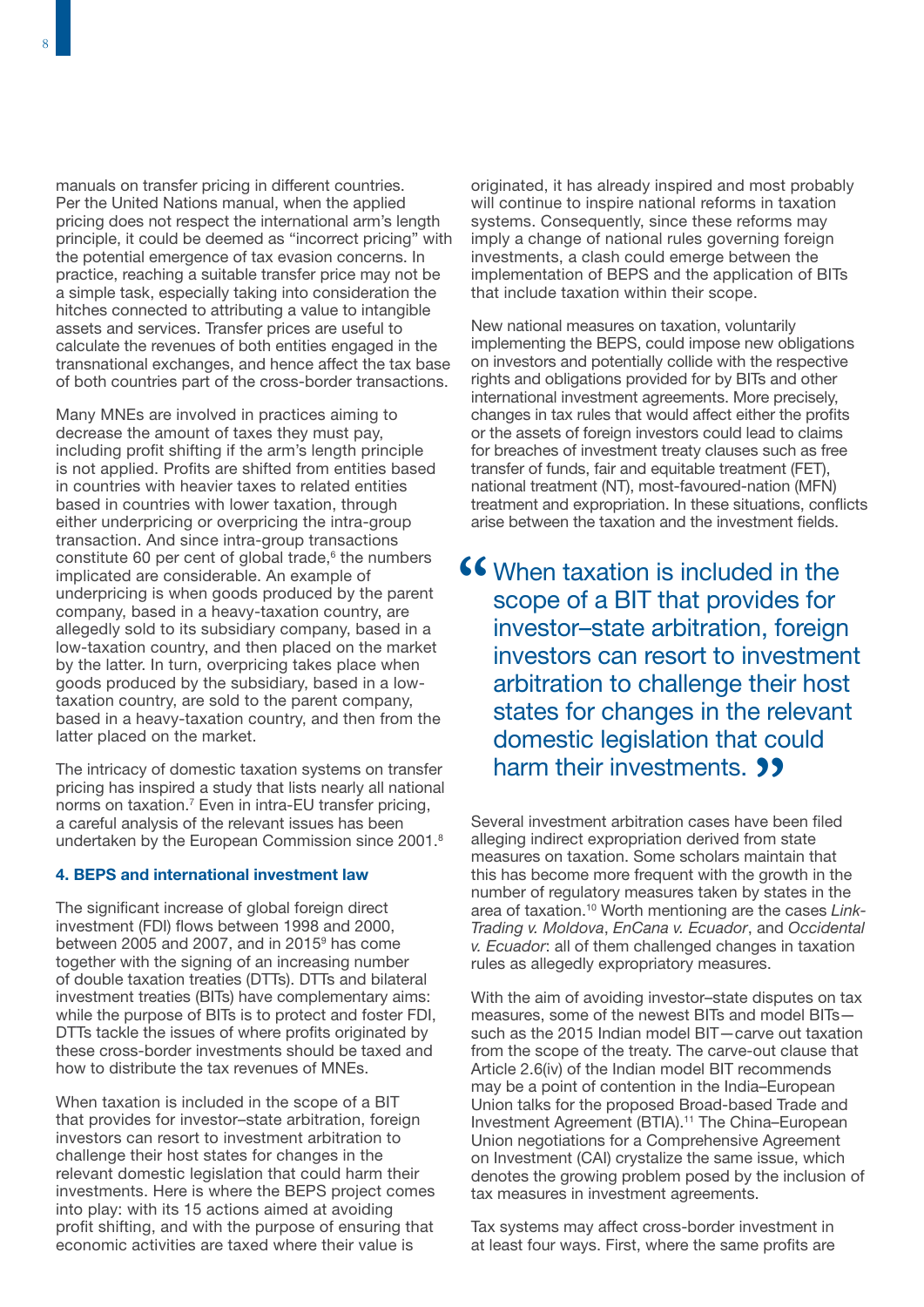manuals on transfer pricing in different countries. Per the United Nations manual, when the applied pricing does not respect the international arm's length principle, it could be deemed as "incorrect pricing" with the potential emergence of tax evasion concerns. In practice, reaching a suitable transfer price may not be a simple task, especially taking into consideration the hitches connected to attributing a value to intangible assets and services. Transfer prices are useful to calculate the revenues of both entities engaged in the transnational exchanges, and hence affect the tax base of both countries part of the cross-border transactions.

Many MNEs are involved in practices aiming to decrease the amount of taxes they must pay, including profit shifting if the arm's length principle is not applied. Profits are shifted from entities based in countries with heavier taxes to related entities based in countries with lower taxation, through either underpricing or overpricing the intra-group transaction. And since intra-group transactions constitute 60 per cent of global trade,[6] the numbers implicated are considerable. An example of underpricing is when goods produced by the parent company, based in a heavy-taxation country, are allegedly sold to its subsidiary company, based in a low-taxation country, and then placed on the market by the latter. In turn, overpricing takes place when goods produced by the subsidiary, based in a low-taxation country, are sold to the parent company, based in a heavy-taxation country, and then from the latter placed on the market.

The intricacy of domestic taxation systems on transfer pricing has inspired a study that lists nearly all national norms on taxation.[7] Even in intra-EU transfer pricing, a careful analysis of the relevant issues has been undertaken by the European Commission since 2001.[8]

#### 4. BEPS and international investment law

The significant increase of global foreign direct investment (FDI) flows between 1998 and 2000, between 2005 and 2007, and in 2015[9] has come together with the signing of an increasing number of double taxation treaties (DTTs). DTTs and bilateral investment treaties (BITs) have complementary aims: while the purpose of BITs is to protect and foster FDI, DTTs tackle the issues of where profits originated by these cross-border investments should be taxed and how to distribute the tax revenues of MNEs.

When taxation is included in the scope of a BIT that provides for investor–state arbitration, foreign investors can resort to investment arbitration to challenge their host states for changes in the relevant domestic legislation that could harm their investments. Here is where the BEPS project comes into play: with its 15 actions aimed at avoiding profit shifting, and with the purpose of ensuring that economic activities are taxed where their value is originated, it has already inspired and most probably will continue to inspire national reforms in taxation systems. Consequently, since these reforms may imply a change of national rules governing foreign investments, a clash could emerge between the implementation of BEPS and the application of BITs that include taxation within their scope.

New national measures on taxation, voluntarily implementing the BEPS, could impose new obligations on investors and potentially collide with the respective rights and obligations provided for by BITs and other international investment agreements. More precisely, changes in tax rules that would affect either the profits or the assets of foreign investors could lead to claims for breaches of investment treaty clauses such as free transfer of funds, fair and equitable treatment (FET), national treatment (NT), most-favoured-nation (MFN) treatment and expropriation. In these situations, conflicts arise between the taxation and the investment fields.

> "When taxation is included in the scope of a BIT that provides for investor–state arbitration, foreign investors can resort to investment arbitration to challenge their host states for changes in the relevant domestic legislation that could harm their investments."

Several investment arbitration cases have been filed alleging indirect expropriation derived from state measures on taxation. Some scholars maintain that this has become more frequent with the growth in the number of regulatory measures taken by states in the area of taxation.[10] Worth mentioning are the cases *Link-Trading v. Moldova*, *EnCana v. Ecuador*, and *Occidental v. Ecuador*: all of them challenged changes in taxation rules as allegedly expropriatory measures.

With the aim of avoiding investor–state disputes on tax measures, some of the newest BITs and model BITs—such as the 2015 Indian model BIT—carve out taxation from the scope of the treaty. The carve-out clause that Article 2.6(iv) of the Indian model BIT recommends may be a point of contention in the India–European Union talks for the proposed Broad-based Trade and Investment Agreement (BTIA).[11] The China–European Union negotiations for a Comprehensive Agreement on Investment (CAI) crystalize the same issue, which denotes the growing problem posed by the inclusion of tax measures in investment agreements.

Tax systems may affect cross-border investment in at least four ways. First, where the same profits are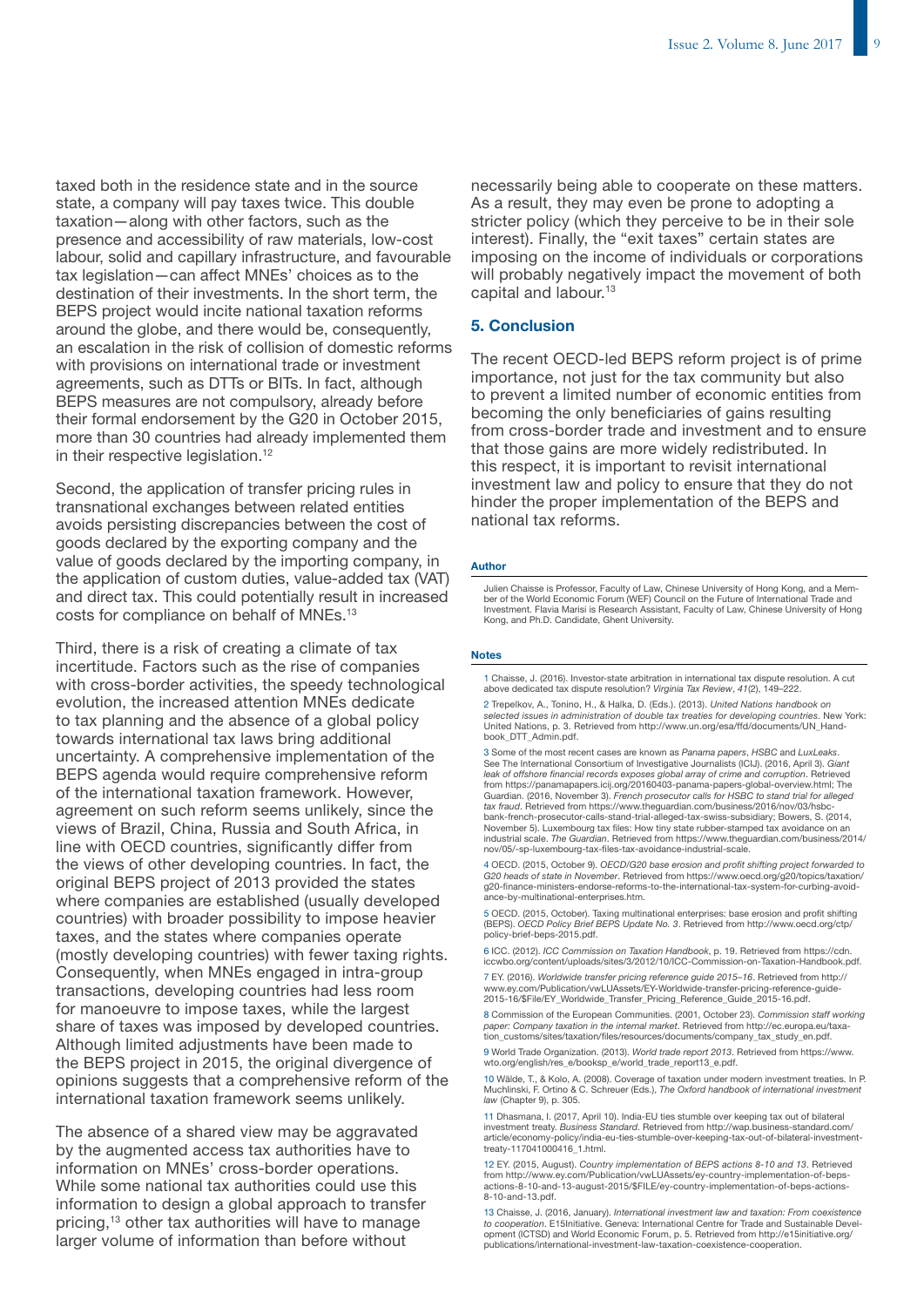taxed both in the residence state and in the source state, a company will pay taxes twice. This double taxation—along with other factors, such as the presence and accessibility of raw materials, low-cost labour, solid and capillary infrastructure, and favourable tax legislation—can affect MNEs' choices as to the destination of their investments. In the short term, the BEPS project would incite national taxation reforms around the globe, and there would be, consequently, an escalation in the risk of collision of domestic reforms with provisions on international trade or investment agreements, such as DTTs or BITs. In fact, although BEPS measures are not compulsory, already before their formal endorsement by the G20 in October 2015, more than 30 countries had already implemented them in their respective legislation.[12]

Second, the application of transfer pricing rules in transnational exchanges between related entities avoids persisting discrepancies between the cost of goods declared by the exporting company and the value of goods declared by the importing company, in the application of custom duties, value-added tax (VAT) and direct tax. This could potentially result in increased costs for compliance on behalf of MNEs.[13]

Third, there is a risk of creating a climate of tax incertitude. Factors such as the rise of companies with cross-border activities, the speedy technological evolution, the increased attention MNEs dedicate to tax planning and the absence of a global policy towards international tax laws bring additional uncertainty. A comprehensive implementation of the BEPS agenda would require comprehensive reform of the international taxation framework. However, agreement on such reform seems unlikely, since the views of Brazil, China, Russia and South Africa, in line with OECD countries, significantly differ from the views of other developing countries. In fact, the original BEPS project of 2013 provided the states where companies are established (usually developed countries) with broader possibility to impose heavier taxes, and the states where companies operate (mostly developing countries) with fewer taxing rights. Consequently, when MNEs engaged in intra-group transactions, developing countries had less room for manoeuvre to impose taxes, while the largest share of taxes was imposed by developed countries. Although limited adjustments have been made to the BEPS project in 2015, the original divergence of opinions suggests that a comprehensive reform of the international taxation framework seems unlikely.

The absence of a shared view may be aggravated by the augmented access tax authorities have to information on MNEs' cross-border operations. While some national tax authorities could use this information to design a global approach to transfer pricing,[13] other tax authorities will have to manage larger volume of information than before without necessarily being able to cooperate on these matters. As a result, they may even be prone to adopting a stricter policy (which they perceive to be in their sole interest). Finally, the "exit taxes" certain states are imposing on the income of individuals or corporations will probably negatively impact the movement of both capital and labour.[13]

## 5. Conclusion

The recent OECD-led BEPS reform project is of prime importance, not just for the tax community but also to prevent a limited number of economic entities from becoming the only beneficiaries of gains resulting from cross-border trade and investment and to ensure that those gains are more widely redistributed. In this respect, it is important to revisit international investment law and policy to ensure that they do not hinder the proper implementation of the BEPS and national tax reforms.

#### Author

Julien Chaisse is Professor, Faculty of Law, Chinese University of Hong Kong, and a Member of the World Economic Forum (WEF) Council on the Future of International Trade and Investment. Flavia Marisi is Research Assistant, Faculty of Law, Chinese University of Hong Kong, and Ph.D. Candidate, Ghent University.

#### Notes

1 Chaisse, J. (2016). Investor-state arbitration in international tax dispute resolution. A cut above dedicated tax dispute resolution? *Virginia Tax Review*, *41*(2), 149–222.

2 Trepelkov, A., Tonino, H., & Halka, D. (Eds.). (2013). *United Nations handbook on selected issues in administration of double tax treaties for developing countries*. New York: United Nations, p. 3. Retrieved from http://www.un.org/esa/ffd/documents/UN_Handbook_DTT_Admin.pdf.

3 Some of the most recent cases are known as *Panama papers*, *HSBC* and *LuxLeaks*. See The International Consortium of Investigative Journalists (ICIJ). (2016, April 3). *Giant leak of offshore financial records exposes global array of crime and corruption*. Retrieved from https://panamapapers.icij.org/20160403-panama-papers-global-overview.html; The Guardian. (2016, November 3). *French prosecutor calls for HSBC to stand trial for alleged tax fraud*. Retrieved from https://www.theguardian.com/business/2016/nov/03/hsbc-bank-french-prosecutor-calls-stand-trial-alleged-tax-swiss-subsidiary; Bowers, S. (2014, November 5). Luxembourg tax files: How tiny state rubber-stamped tax avoidance on an industrial scale. *The Guardian*. Retrieved from https://www.theguardian.com/business/2014/nov/05/-sp-luxembourg-tax-files-tax-avoidance-industrial-scale.

4 OECD. (2015, October 9). *OECD/G20 base erosion and profit shifting project forwarded to G20 heads of state in November*. Retrieved from https://www.oecd.org/g20/topics/taxation/g20-finance-ministers-endorse-reforms-to-the-international-tax-system-for-curbing-avoidance-by-multinational-enterprises.htm.

5 OECD. (2015, October). Taxing multinational enterprises: base erosion and profit shifting (BEPS). *OECD Policy Brief BEPS Update No. 3*. Retrieved from http://www.oecd.org/ctp/policy-brief-beps-2015.pdf.

6 ICC. (2012). *ICC Commission on Taxation Handbook*, p. 19. Retrieved from https://cdn.iccwbo.org/content/uploads/sites/3/2012/10/ICC-Commission-on-Taxation-Handbook.pdf.

7 EY. (2016). *Worldwide transfer pricing reference guide 2015–16*. Retrieved from http://www.ey.com/Publication/vwLUAssets/EY-Worldwide-transfer-pricing-reference-guide-2015-16/$File/EY_Worldwide_Transfer_Pricing_Reference_Guide_2015-16.pdf.

8 Commission of the European Communities. (2001, October 23). *Commission staff working paper: Company taxation in the internal market*. Retrieved from http://ec.europa.eu/taxation_customs/sites/taxation/files/resources/documents/company_tax_study_en.pdf.

9 World Trade Organization. (2013). *World trade report 2013*. Retrieved from https://www.wto.org/english/res_e/booksp_e/world_trade_report13_e.pdf.

10 Wälde, T., & Kolo, A. (2008). Coverage of taxation under modern investment treaties. In P. Muchlinski, F. Ortino & C. Schreuer (Eds.), *The Oxford handbook of international investment law* (Chapter 9), p. 305.

11 Dhasmana, I. (2017, April 10). India-EU ties stumble over keeping tax out of bilateral investment treaty. *Business Standard*. Retrieved from http://wap.business-standard.com/article/economy-policy/india-eu-ties-stumble-over-keeping-tax-out-of-bilateral-investment-treaty-117041000416_1.html.

12 EY. (2015, August). *Country implementation of BEPS actions 8-10 and 13*. Retrieved from http://www.ey.com/Publication/vwLUAssets/ey-country-implementation-of-beps-actions-8-10-and-13-august-2015/$FILE/ey-country-implementation-of-beps-actions-8-10-and-13.pdf.

13 Chaisse, J. (2016, January). *International investment law and taxation: From coexistence to cooperation*. E15Initiative. Geneva: International Centre for Trade and Sustainable Development (ICTSD) and World Economic Forum, p. 5. Retrieved from http://e15initiative.org/publications/international-investment-law-taxation-coexistence-cooperation.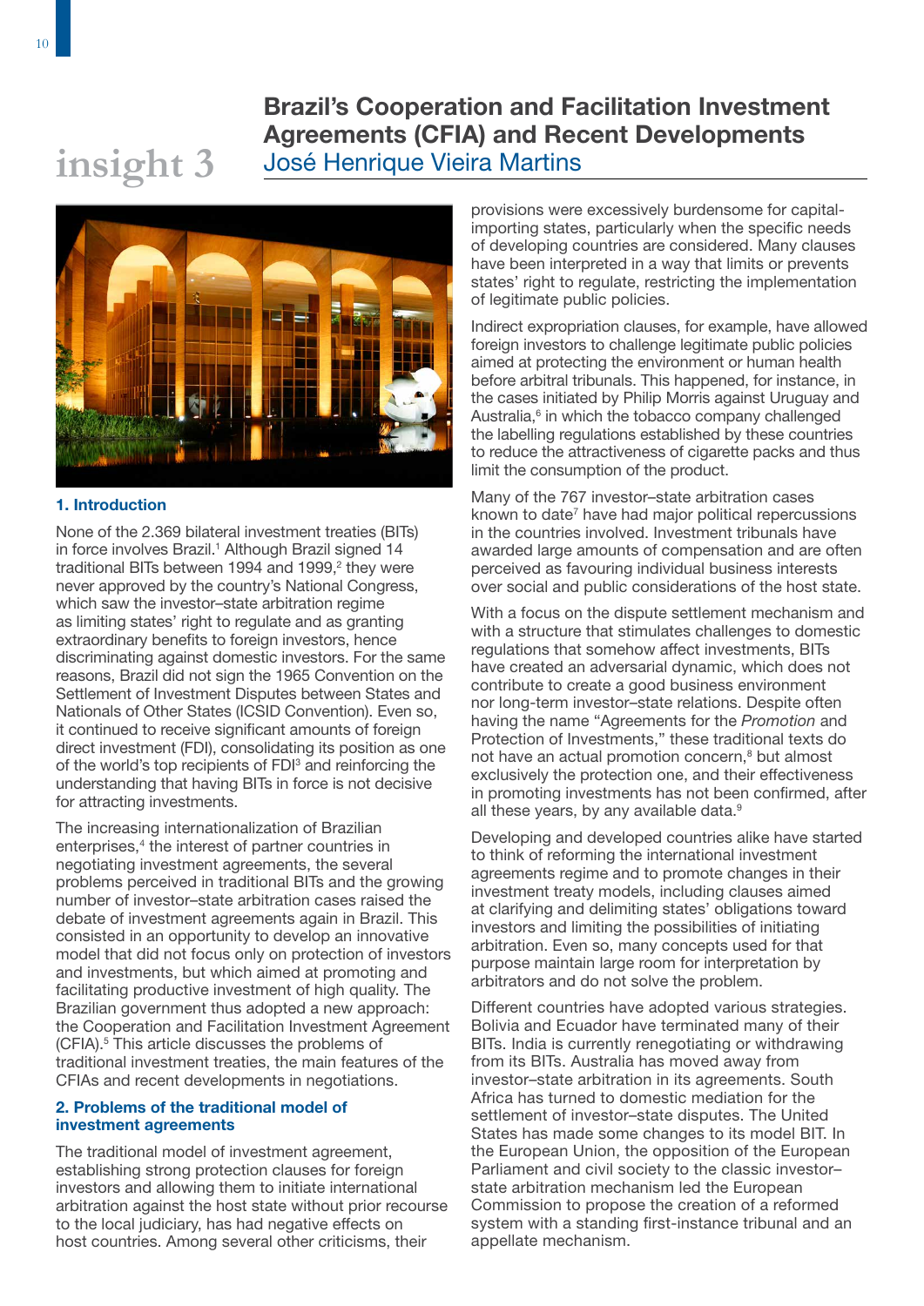insight 3

# Brazil's Cooperation and Facilitation Investment Agreements (CFIA) and Recent Developments

José Henrique Vieira Martins

## 1. Introduction

None of the 2.369 bilateral investment treaties (BITs) in force involves Brazil.[1] Although Brazil signed 14 traditional BITs between 1994 and 1999,[2] they were never approved by the country's National Congress, which saw the investor–state arbitration regime as limiting states' right to regulate and as granting extraordinary benefits to foreign investors, hence discriminating against domestic investors. For the same reasons, Brazil did not sign the 1965 Convention on the Settlement of Investment Disputes between States and Nationals of Other States (ICSID Convention). Even so, it continued to receive significant amounts of foreign direct investment (FDI), consolidating its position as one of the world's top recipients of FDI[3] and reinforcing the understanding that having BITs in force is not decisive for attracting investments.

The increasing internationalization of Brazilian enterprises,[4] the interest of partner countries in negotiating investment agreements, the several problems perceived in traditional BITs and the growing number of investor–state arbitration cases raised the debate of investment agreements again in Brazil. This consisted in an opportunity to develop an innovative model that did not focus only on protection of investors and investments, but which aimed at promoting and facilitating productive investment of high quality. The Brazilian government thus adopted a new approach: the Cooperation and Facilitation Investment Agreement (CFIA).[5] This article discusses the problems of traditional investment treaties, the main features of the CFIAs and recent developments in negotiations.

## 2. Problems of the traditional model of investment agreements

The traditional model of investment agreement, establishing strong protection clauses for foreign investors and allowing them to initiate international arbitration against the host state without prior recourse to the local judiciary, has had negative effects on host countries. Among several other criticisms, their provisions were excessively burdensome for capital-importing states, particularly when the specific needs of developing countries are considered. Many clauses have been interpreted in a way that limits or prevents states' right to regulate, restricting the implementation of legitimate public policies.

Indirect expropriation clauses, for example, have allowed foreign investors to challenge legitimate public policies aimed at protecting the environment or human health before arbitral tribunals. This happened, for instance, in the cases initiated by Philip Morris against Uruguay and Australia,[6] in which the tobacco company challenged the labelling regulations established by these countries to reduce the attractiveness of cigarette packs and thus limit the consumption of the product.

Many of the 767 investor–state arbitration cases known to date[7] have had major political repercussions in the countries involved. Investment tribunals have awarded large amounts of compensation and are often perceived as favouring individual business interests over social and public considerations of the host state.

With a focus on the dispute settlement mechanism and with a structure that stimulates challenges to domestic regulations that somehow affect investments, BITs have created an adversarial dynamic, which does not contribute to create a good business environment nor long-term investor–state relations. Despite often having the name "Agreements for the *Promotion* and Protection of Investments," these traditional texts do not have an actual promotion concern,[8] but almost exclusively the protection one, and their effectiveness in promoting investments has not been confirmed, after all these years, by any available data.[9]

Developing and developed countries alike have started to think of reforming the international investment agreements regime and to promote changes in their investment treaty models, including clauses aimed at clarifying and delimiting states' obligations toward investors and limiting the possibilities of initiating arbitration. Even so, many concepts used for that purpose maintain large room for interpretation by arbitrators and do not solve the problem.

Different countries have adopted various strategies. Bolivia and Ecuador have terminated many of their BITs. India is currently renegotiating or withdrawing from its BITs. Australia has moved away from investor–state arbitration in its agreements. South Africa has turned to domestic mediation for the settlement of investor–state disputes. The United States has made some changes to its model BIT. In the European Union, the opposition of the European Parliament and civil society to the classic investor–state arbitration mechanism led the European Commission to propose the creation of a reformed system with a standing first-instance tribunal and an appellate mechanism.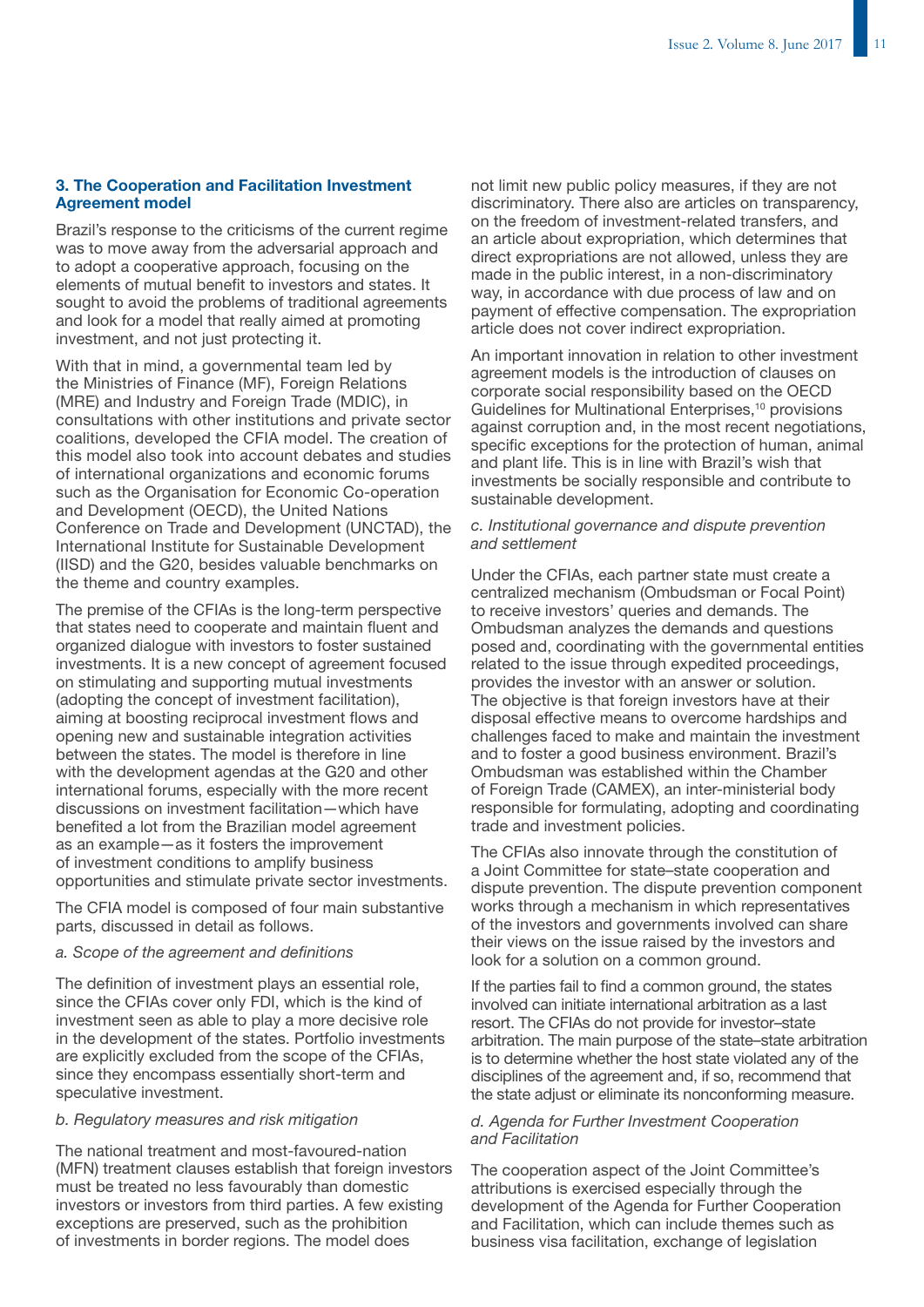## 3. The Cooperation and Facilitation Investment Agreement model

Brazil's response to the criticisms of the current regime was to move away from the adversarial approach and to adopt a cooperative approach, focusing on the elements of mutual benefit to investors and states. It sought to avoid the problems of traditional agreements and look for a model that really aimed at promoting investment, and not just protecting it.

With that in mind, a governmental team led by the Ministries of Finance (MF), Foreign Relations (MRE) and Industry and Foreign Trade (MDIC), in consultations with other institutions and private sector coalitions, developed the CFIA model. The creation of this model also took into account debates and studies of international organizations and economic forums such as the Organisation for Economic Co-operation and Development (OECD), the United Nations Conference on Trade and Development (UNCTAD), the International Institute for Sustainable Development (IISD) and the G20, besides valuable benchmarks on the theme and country examples.

The premise of the CFIAs is the long-term perspective that states need to cooperate and maintain fluent and organized dialogue with investors to foster sustained investments. It is a new concept of agreement focused on stimulating and supporting mutual investments (adopting the concept of investment facilitation), aiming at boosting reciprocal investment flows and opening new and sustainable integration activities between the states. The model is therefore in line with the development agendas at the G20 and other international forums, especially with the more recent discussions on investment facilitation—which have benefited a lot from the Brazilian model agreement as an example—as it fosters the improvement of investment conditions to amplify business opportunities and stimulate private sector investments.

The CFIA model is composed of four main substantive parts, discussed in detail as follows.

*a. Scope of the agreement and definitions*

The definition of investment plays an essential role, since the CFIAs cover only FDI, which is the kind of investment seen as able to play a more decisive role in the development of the states. Portfolio investments are explicitly excluded from the scope of the CFIAs, since they encompass essentially short-term and speculative investment.

*b. Regulatory measures and risk mitigation*

The national treatment and most-favoured-nation (MFN) treatment clauses establish that foreign investors must be treated no less favourably than domestic investors or investors from third parties. A few existing exceptions are preserved, such as the prohibition of investments in border regions. The model does not limit new public policy measures, if they are not discriminatory. There also are articles on transparency, on the freedom of investment-related transfers, and an article about expropriation, which determines that direct expropriations are not allowed, unless they are made in the public interest, in a non-discriminatory way, in accordance with due process of law and on payment of effective compensation. The expropriation article does not cover indirect expropriation.

An important innovation in relation to other investment agreement models is the introduction of clauses on corporate social responsibility based on the OECD Guidelines for Multinational Enterprises,[10] provisions against corruption and, in the most recent negotiations, specific exceptions for the protection of human, animal and plant life. This is in line with Brazil's wish that investments be socially responsible and contribute to sustainable development.

*c. Institutional governance and dispute prevention and settlement*

Under the CFIAs, each partner state must create a centralized mechanism (Ombudsman or Focal Point) to receive investors' queries and demands. The Ombudsman analyzes the demands and questions posed and, coordinating with the governmental entities related to the issue through expedited proceedings, provides the investor with an answer or solution. The objective is that foreign investors have at their disposal effective means to overcome hardships and challenges faced to make and maintain the investment and to foster a good business environment. Brazil's Ombudsman was established within the Chamber of Foreign Trade (CAMEX), an inter-ministerial body responsible for formulating, adopting and coordinating trade and investment policies.

The CFIAs also innovate through the constitution of a Joint Committee for state–state cooperation and dispute prevention. The dispute prevention component works through a mechanism in which representatives of the investors and governments involved can share their views on the issue raised by the investors and look for a solution on a common ground.

If the parties fail to find a common ground, the states involved can initiate international arbitration as a last resort. The CFIAs do not provide for investor–state arbitration. The main purpose of the state–state arbitration is to determine whether the host state violated any of the disciplines of the agreement and, if so, recommend that the state adjust or eliminate its nonconforming measure.

*d. Agenda for Further Investment Cooperation and Facilitation*

The cooperation aspect of the Joint Committee's attributions is exercised especially through the development of the Agenda for Further Cooperation and Facilitation, which can include themes such as business visa facilitation, exchange of legislation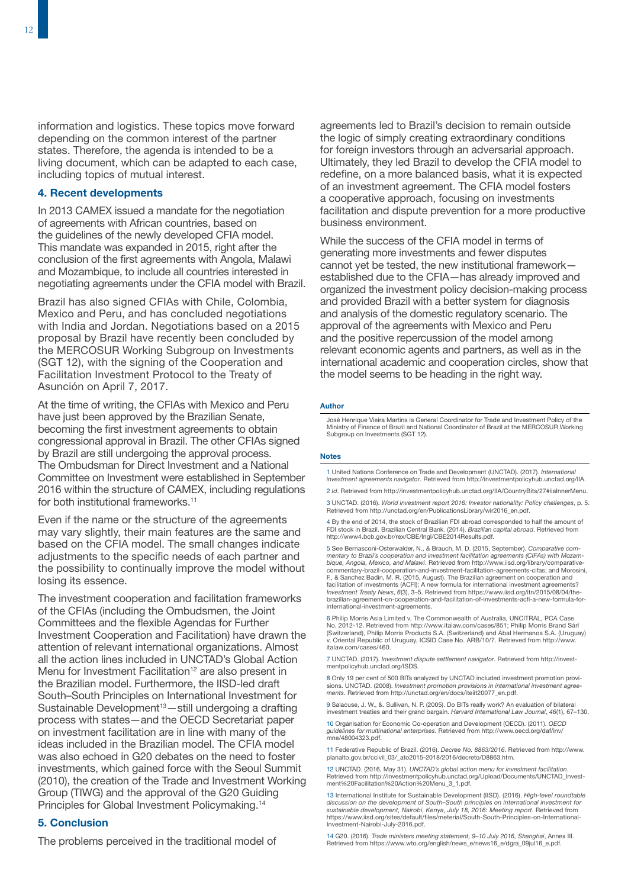information and logistics. These topics move forward depending on the common interest of the partner states. Therefore, the agenda is intended to be a living document, which can be adapted to each case, including topics of mutual interest.

## 4. Recent developments

In 2013 CAMEX issued a mandate for the negotiation of agreements with African countries, based on the guidelines of the newly developed CFIA model. This mandate was expanded in 2015, right after the conclusion of the first agreements with Angola, Malawi and Mozambique, to include all countries interested in negotiating agreements under the CFIA model with Brazil.

Brazil has also signed CFIAs with Chile, Colombia, Mexico and Peru, and has concluded negotiations with India and Jordan. Negotiations based on a 2015 proposal by Brazil have recently been concluded by the MERCOSUR Working Subgroup on Investments (SGT 12), with the signing of the Cooperation and Facilitation Investment Protocol to the Treaty of Asunción on April 7, 2017.

At the time of writing, the CFIAs with Mexico and Peru have just been approved by the Brazilian Senate, becoming the first investment agreements to obtain congressional approval in Brazil. The other CFIAs signed by Brazil are still undergoing the approval process. The Ombudsman for Direct Investment and a National Committee on Investment were established in September 2016 within the structure of CAMEX, including regulations for both institutional frameworks.[11]

Even if the name or the structure of the agreements may vary slightly, their main features are the same and based on the CFIA model. The small changes indicate adjustments to the specific needs of each partner and the possibility to continually improve the model without losing its essence.

The investment cooperation and facilitation frameworks of the CFIAs (including the Ombudsmen, the Joint Committees and the flexible Agendas for Further Investment Cooperation and Facilitation) have drawn the attention of relevant international organizations. Almost all the action lines included in UNCTAD's Global Action Menu for Investment Facilitation[12] are also present in the Brazilian model. Furthermore, the IISD-led draft South–South Principles on International Investment for Sustainable Development[13]—still undergoing a drafting process with states—and the OECD Secretariat paper on investment facilitation are in line with many of the ideas included in the Brazilian model. The CFIA model was also echoed in G20 debates on the need to foster investments, which gained force with the Seoul Summit (2010), the creation of the Trade and Investment Working Group (TIWG) and the approval of the G20 Guiding Principles for Global Investment Policymaking.[14]

## 5. Conclusion

The problems perceived in the traditional model of agreements led to Brazil's decision to remain outside the logic of simply creating extraordinary conditions for foreign investors through an adversarial approach. Ultimately, they led Brazil to develop the CFIA model to redefine, on a more balanced basis, what it is expected of an investment agreement. The CFIA model fosters a cooperative approach, focusing on investments facilitation and dispute prevention for a more productive business environment.

While the success of the CFIA model in terms of generating more investments and fewer disputes cannot yet be tested, the new institutional framework—established due to the CFIA—has already improved and organized the investment policy decision-making process and provided Brazil with a better system for diagnosis and analysis of the domestic regulatory scenario. The approval of the agreements with Mexico and Peru and the positive repercussion of the model among relevant economic agents and partners, as well as in the international academic and cooperation circles, show that the model seems to be heading in the right way.

#### Author

José Henrique Vieira Martins is General Coordinator for Trade and Investment Policy of the Ministry of Finance of Brazil and National Coordinator of Brazil at the MERCOSUR Working Subgroup on Investments (SGT 12).

#### Notes

1 United Nations Conference on Trade and Development (UNCTAD). (2017). *International investment agreements navigator*. Retrieved from http://investmentpolicyhub.unctad.org/IIA.

2 *Id*. Retrieved from http://investmentpolicyhub.unctad.org/IIA/CountryBits/27#iiaInnerMenu.

3 UNCTAD. (2016). *World investment report 2016: Investor nationality: Policy challenges*, p. 5. Retrieved from http://unctad.org/en/PublicationsLibrary/wir2016_en.pdf.

4 By the end of 2014, the stock of Brazilian FDI abroad corresponded to half the amount of FDI stock in Brazil. Brazilian Central Bank. (2014). *Brazilian capital abroad*. Retrieved from http://www4.bcb.gov.br/rex/CBE/Ingl/CBE2014Results.pdf.

5 See Bernasconi-Osterwalder, N., & Brauch, M. D. (2015, September). *Comparative commentary to Brazil's cooperation and investment facilitation agreements (CIFAs) with Mozambique, Angola, Mexico, and Malawi*. Retrieved from http://www.iisd.org/library/comparative-commentary-brazil-cooperation-and-investment-facilitation-agreements-cifas; and Morosini, F., & Sanchez Badin, M. R. (2015, August). The Brazilian agreement on cooperation and facilitation of investments (ACFI): A new formula for international investment agreements? *Investment Treaty News*, *6*(3), 3–5. Retrieved from https://www.iisd.org/itn/2015/08/04/the-brazilian-agreement-on-cooperation-and-facilitation-of-investments-acfi-a-new-formula-for-international-investment-agreements.

6 Philip Morris Asia Limited v. The Commonwealth of Australia, UNCITRAL, PCA Case No. 2012-12. Retrieved from http://www.italaw.com/cases/851; Philip Morris Brand Sàrl (Switzerland), Philip Morris Products S.A. (Switzerland) and Abal Hermanos S.A. (Uruguay) v. Oriental Republic of Uruguay, ICSID Case No. ARB/10/7. Retrieved from http://www.italaw.com/cases/460.

7 UNCTAD. (2017). *Investment dispute settlement navigator*. Retrieved from http://investmentpolicyhub.unctad.org/ISDS.

8 Only 19 per cent of 500 BITs analyzed by UNCTAD included investment promotion provisions. UNCTAD. (2008). *Investment promotion provisions in international investment agreements*. Retrieved from http://unctad.org/en/docs/iteiit20077_en.pdf.

9 Salacuse, J. W., &. Sullivan, N. P. (2005). Do BITs really work? An evaluation of bilateral investment treaties and their grand bargain. *Harvard International Law Journal*, *46*(1), 67–130.

10 Organisation for Economic Co-operation and Development (OECD). (2011). *OECD guidelines for multinational enterprises*. Retrieved from http://www.oecd.org/daf/inv/mne/48004323.pdf.

11 Federative Republic of Brazil. (2016). *Decree No. 8863/2016*. Retrieved from http://www.planalto.gov.br/ccivil_03/_ato2015-2018/2016/decreto/D8863.htm.

12 UNCTAD. (2016, May 31). *UNCTAD's global action menu for investment facilitation*. Retrieved from http://investmentpolicyhub.unctad.org/Upload/Documents/UNCTAD_Investment%20Facilitation%20Action%20Menu_3_1.pdf.

13 International Institute for Sustainable Development (IISD). (2016). *High-level roundtable discussion on the development of South–South principles on international investment for sustainable development, Nairobi, Kenya, July 18, 2016: Meeting report*. Retrieved from https://www.iisd.org/sites/default/files/meterial/South-South-Principles-on-International-Investment-Nairobi-July-2016.pdf.

14 G20. (2016). *Trade ministers meeting statement, 9–10 July 2016, Shanghai*, Annex III. Retrieved from https://www.wto.org/english/news_e/news16_e/dgra_09jul16_e.pdf.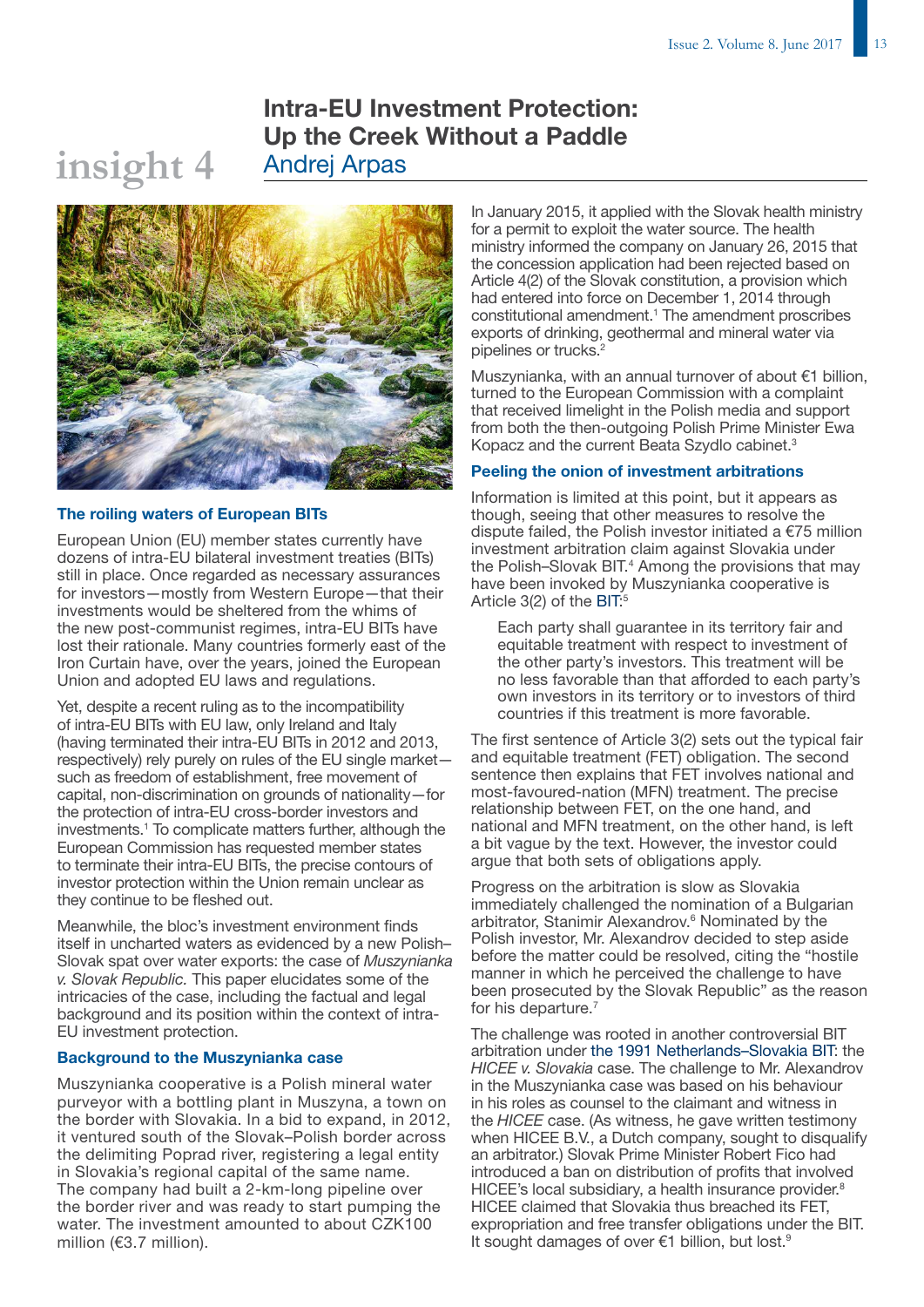insight 4

# Intra-EU Investment Protection: Up the Creek Without a Paddle

Andrej Arpas

### The roiling waters of European BITs

European Union (EU) member states currently have dozens of intra-EU bilateral investment treaties (BITs) still in place. Once regarded as necessary assurances for investors—mostly from Western Europe—that their investments would be sheltered from the whims of the new post-communist regimes, intra-EU BITs have lost their rationale. Many countries formerly east of the Iron Curtain have, over the years, joined the European Union and adopted EU laws and regulations.

Yet, despite a recent ruling as to the incompatibility of intra-EU BITs with EU law, only Ireland and Italy (having terminated their intra-EU BITs in 2012 and 2013, respectively) rely purely on rules of the EU single market—such as freedom of establishment, free movement of capital, non-discrimination on grounds of nationality—for the protection of intra-EU cross-border investors and investments.[1] To complicate matters further, although the European Commission has requested member states to terminate their intra-EU BITs, the precise contours of investor protection within the Union remain unclear as they continue to be fleshed out.

Meanwhile, the bloc's investment environment finds itself in uncharted waters as evidenced by a new Polish–Slovak spat over water exports: the case of *Muszynianka v. Slovak Republic.* This paper elucidates some of the intricacies of the case, including the factual and legal background and its position within the context of intra-EU investment protection.

### Background to the Muszynianka case

Muszynianka cooperative is a Polish mineral water purveyor with a bottling plant in Muszyna, a town on the border with Slovakia. In a bid to expand, in 2012, it ventured south of the Slovak–Polish border across the delimiting Poprad river, registering a legal entity in Slovakia's regional capital of the same name. The company had built a 2-km-long pipeline over the border river and was ready to start pumping the water. The investment amounted to about CZK100 million (€3.7 million).

In January 2015, it applied with the Slovak health ministry for a permit to exploit the water source. The health ministry informed the company on January 26, 2015 that the concession application had been rejected based on Article 4(2) of the Slovak constitution, a provision which had entered into force on December 1, 2014 through constitutional amendment.[1] The amendment proscribes exports of drinking, geothermal and mineral water via pipelines or trucks.[2]

Muszynianka, with an annual turnover of about €1 billion, turned to the European Commission with a complaint that received limelight in the Polish media and support from both the then-outgoing Polish Prime Minister Ewa Kopacz and the current Beata Szydlo cabinet.[3]

### Peeling the onion of investment arbitrations

Information is limited at this point, but it appears as though, seeing that other measures to resolve the dispute failed, the Polish investor initiated a €75 million investment arbitration claim against Slovakia under the Polish–Slovak BIT.[4] Among the provisions that may have been invoked by Muszynianka cooperative is Article 3(2) of the BIT:[5]

> Each party shall guarantee in its territory fair and equitable treatment with respect to investment of the other party's investors. This treatment will be no less favorable than that afforded to each party's own investors in its territory or to investors of third countries if this treatment is more favorable.

The first sentence of Article 3(2) sets out the typical fair and equitable treatment (FET) obligation. The second sentence then explains that FET involves national and most-favoured-nation (MFN) treatment. The precise relationship between FET, on the one hand, and national and MFN treatment, on the other hand, is left a bit vague by the text. However, the investor could argue that both sets of obligations apply.

Progress on the arbitration is slow as Slovakia immediately challenged the nomination of a Bulgarian arbitrator, Stanimir Alexandrov.[6] Nominated by the Polish investor, Mr. Alexandrov decided to step aside before the matter could be resolved, citing the "hostile manner in which he perceived the challenge to have been prosecuted by the Slovak Republic" as the reason for his departure.[7]

The challenge was rooted in another controversial BIT arbitration under the 1991 Netherlands–Slovakia BIT: the *HICEE v. Slovakia* case. The challenge to Mr. Alexandrov in the Muszynianka case was based on his behaviour in his roles as counsel to the claimant and witness in the *HICEE* case. (As witness, he gave written testimony when HICEE B.V., a Dutch company, sought to disqualify an arbitrator.) Slovak Prime Minister Robert Fico had introduced a ban on distribution of profits that involved HICEE's local subsidiary, a health insurance provider.[8] HICEE claimed that Slovakia thus breached its FET, expropriation and free transfer obligations under the BIT. It sought damages of over €1 billion, but lost.[9]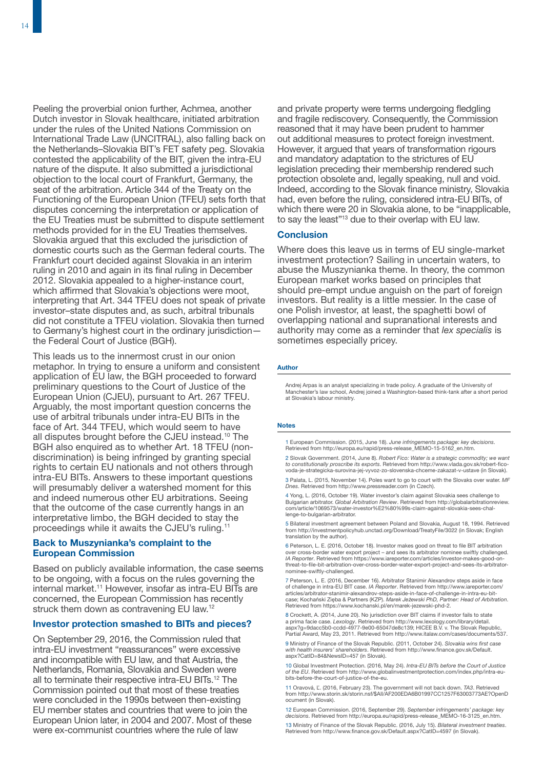Peeling the proverbial onion further, Achmea, another Dutch investor in Slovak healthcare, initiated arbitration under the rules of the United Nations Commission on International Trade Law (UNCITRAL), also falling back on the Netherlands–Slovakia BIT's FET safety peg. Slovakia contested the applicability of the BIT, given the intra-EU nature of the dispute. It also submitted a jurisdictional objection to the local court of Frankfurt, Germany, the seat of the arbitration. Article 344 of the Treaty on the Functioning of the European Union (TFEU) sets forth that disputes concerning the interpretation or application of the EU Treaties must be submitted to dispute settlement methods provided for in the EU Treaties themselves. Slovakia argued that this excluded the jurisdiction of domestic courts such as the German federal courts. The Frankfurt court decided against Slovakia in an interim ruling in 2010 and again in its final ruling in December 2012. Slovakia appealed to a higher-instance court, which affirmed that Slovakia's objections were moot, interpreting that Art. 344 TFEU does not speak of private investor–state disputes and, as such, arbitral tribunals did not constitute a TFEU violation. Slovakia then turned to Germany's highest court in the ordinary jurisdiction—the Federal Court of Justice (BGH).

This leads us to the innermost crust in our onion metaphor. In trying to ensure a uniform and consistent application of EU law, the BGH proceeded to forward preliminary questions to the Court of Justice of the European Union (CJEU), pursuant to Art. 267 TFEU. Arguably, the most important question concerns the use of arbitral tribunals under intra-EU BITs in the face of Art. 344 TFEU, which would seem to have all disputes brought before the CJEU instead.[10] The BGH also enquired as to whether Art. 18 TFEU (non-discrimination) is being infringed by granting special rights to certain EU nationals and not others through intra-EU BITs. Answers to these important questions will presumably deliver a watershed moment for this and indeed numerous other EU arbitrations. Seeing that the outcome of the case currently hangs in an interpretative limbo, the BGH decided to stay the proceedings while it awaits the CJEU's ruling.[11]

### Back to Muszynianka's complaint to the European Commission

Based on publicly available information, the case seems to be ongoing, with a focus on the rules governing the internal market.[11] However, insofar as intra-EU BITs are concerned, the European Commission has recently struck them down as contravening EU law.[12]

### Investor protection smashed to BITs and pieces?

On September 29, 2016, the Commission ruled that intra-EU investment "reassurances" were excessive and incompatible with EU law, and that Austria, the Netherlands, Romania, Slovakia and Sweden were all to terminate their respective intra-EU BITs.[12] The Commission pointed out that most of these treaties were concluded in the 1990s between then-existing EU member states and countries that were to join the European Union later, in 2004 and 2007. Most of these were ex-communist countries where the rule of law and private property were terms undergoing fledgling and fragile rediscovery. Consequently, the Commission reasoned that it may have been prudent to hammer out additional measures to protect foreign investment. However, it argued that years of transformation rigours and mandatory adaptation to the strictures of EU legislation preceding their membership rendered such protection obsolete and, legally speaking, null and void. Indeed, according to the Slovak finance ministry, Slovakia had, even before the ruling, considered intra-EU BITs, of which there were 20 in Slovakia alone, to be "inapplicable, to say the least"[13] due to their overlap with EU law.

### Conclusion

Where does this leave us in terms of EU single-market investment protection? Sailing in uncertain waters, to abuse the Muszynianka theme. In theory, the common European market works based on principles that should pre-empt undue anguish on the part of foreign investors. But reality is a little messier. In the case of one Polish investor, at least, the spaghetti bowl of overlapping national and supranational interests and authority may come as a reminder that *lex specialis* is sometimes especially pricey.

#### Author

Andrej Arpas is an analyst specializing in trade policy. A graduate of the University of Manchester's law school, Andrej joined a Washington-based think-tank after a short period at Slovakia's labour ministry.

#### Notes

1 European Commission. (2015, June 18). *June infringements package: key decisions*. Retrieved from http://europa.eu/rapid/press-release_MEMO-15-5162_en.htm.

2 Slovak Government. (2014, June 8). *Robert Fico: Water is a strategic commodity; we want to constitutionally proscribe its exports*. Retrieved from http://www.vlada.gov.sk/robert-fico-voda-je-strategicka-surovina-jej-vyvoz-zo-slovenska-chceme-zakazat-v-ustave (in Slovak).

3 Palata, L. (2015, November 14). Poles want to go to court with the Slovaks over water. *MF Dnes*. Retrieved from http://www.pressreader.com (in Czech).

4 Yong, L. (2016, October 19). Water investor's claim against Slovakia sees challenge to Bulgarian arbitrator. *Global Arbitration Review*. Retrieved from http://globalarbitrationreview.com/article/1069573/water-investor%E2%80%99s-claim-against-slovakia-sees-challenge-to-bulgarian-arbitrator.

5 Bilateral investment agreement between Poland and Slovakia, August 18, 1994. Retrieved from http://investmentpolicyhub.unctad.org/Download/TreatyFile/3022 (in Slovak; English translation by the author).

6 Peterson, L. E. (2016, October 18). Investor makes good on threat to file BIT arbitration over cross-border water export project – and sees its arbitrator nominee swiftly challenged. *IA Reporter*. Retrieved from https://www.iareporter.com/articles/investor-makes-good-on-threat-to-file-bit-arbitration-over-cross-border-water-export-project-and-sees-its-arbitrator-nominee-swiftly-challenged.

7 Peterson, L. E. (2016, December 16). Arbitrator Stanimir Alexandrov steps aside in face of challenge in intra-EU BIT case. *IA Reporter*. Retrieved from http://www.iareporter.com/articles/arbitrator-stanimir-alexandrov-steps-aside-in-face-of-challenge-in-intra-eu-bit-case; Kochański Zięba & Partners (KZP). *Marek Jeżewski PhD, Partner: Head of Arbitration*. Retrieved from https://www.kochanski.pl/en/marek-jezewski-phd-2.

8 Crockett, A. (2014, June 20). No jurisdiction over BIT claims if investor fails to state a prima facie case. *Lexology*. Retrieved from http://www.lexology.com/library/detail.aspx?g=9dacc5b0-ccdd-4977-9e00-65047de8c139; HICEE B.V. v. The Slovak Republic, Partial Award, May 23, 2011. Retrieved from http://www.italaw.com/cases/documents/537.

9 Ministry of Finance of the Slovak Republic. (2011, October 24). *Slovakia wins first case with health insurers' shareholders*. Retrieved from http://www.finance.gov.sk/Default.aspx?CatID=84&NewsID=457 (in Slovak).

10 Global Investment Protection. (2016, May 24). *Intra-EU BITs before the Court of Justice of the EU*. Retrieved from http://www.globalinvestmentprotection.com/index.php/intra-eu-bits-before-the-court-of-justice-of-the-eu.

11 Oravová, Ľ. (2016, February 23). The government will not back down. *TA3*. Retrieved from http://www.storin.sk/storin.nsf/$All/AF200EDA6B01997CC1257F63003773AE?OpenDocument (in Slovak).

12 European Commission. (2016, September 29). *September infringements' package: key decisions*. Retrieved from http://europa.eu/rapid/press-release_MEMO-16-3125_en.htm.

13 Ministry of Finance of the Slovak Republic. (2016, July 15). *Bilateral investment treaties*. Retrieved from http://www.finance.gov.sk/Default.aspx?CatID=4597 (in Slovak).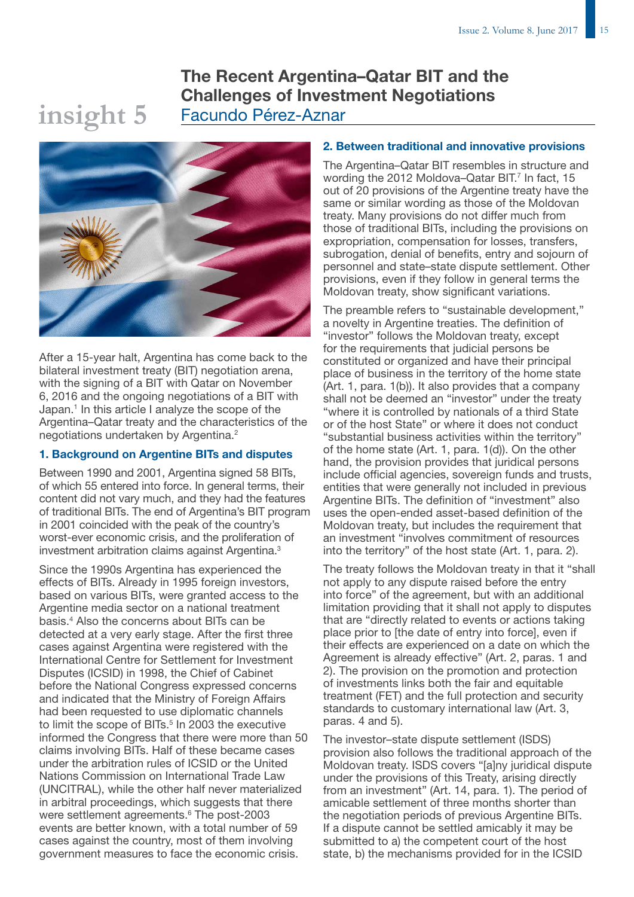insight 5

# The Recent Argentina–Qatar BIT and the Challenges of Investment Negotiations

Facundo Pérez-Aznar

After a 15-year halt, Argentina has come back to the bilateral investment treaty (BIT) negotiation arena, with the signing of a BIT with Qatar on November 6, 2016 and the ongoing negotiations of a BIT with Japan.[1] In this article I analyze the scope of the Argentina–Qatar treaty and the characteristics of the negotiations undertaken by Argentina.[2]

## 1. Background on Argentine BITs and disputes

Between 1990 and 2001, Argentina signed 58 BITs, of which 55 entered into force. In general terms, their content did not vary much, and they had the features of traditional BITs. The end of Argentina's BIT program in 2001 coincided with the peak of the country's worst-ever economic crisis, and the proliferation of investment arbitration claims against Argentina.[3]

Since the 1990s Argentina has experienced the effects of BITs. Already in 1995 foreign investors, based on various BITs, were granted access to the Argentine media sector on a national treatment basis.[4] Also the concerns about BITs can be detected at a very early stage. After the first three cases against Argentina were registered with the International Centre for Settlement for Investment Disputes (ICSID) in 1998, the Chief of Cabinet before the National Congress expressed concerns and indicated that the Ministry of Foreign Affairs had been requested to use diplomatic channels to limit the scope of BITs.[5] In 2003 the executive informed the Congress that there were more than 50 claims involving BITs. Half of these became cases under the arbitration rules of ICSID or the United Nations Commission on International Trade Law (UNCITRAL), while the other half never materialized in arbitral proceedings, which suggests that there were settlement agreements.[6] The post-2003 events are better known, with a total number of 59 cases against the country, most of them involving government measures to face the economic crisis.

## 2. Between traditional and innovative provisions

The Argentina–Qatar BIT resembles in structure and wording the 2012 Moldova–Qatar BIT.[7] In fact, 15 out of 20 provisions of the Argentine treaty have the same or similar wording as those of the Moldovan treaty. Many provisions do not differ much from those of traditional BITs, including the provisions on expropriation, compensation for losses, transfers, subrogation, denial of benefits, entry and sojourn of personnel and state–state dispute settlement. Other provisions, even if they follow in general terms the Moldovan treaty, show significant variations.

The preamble refers to "sustainable development," a novelty in Argentine treaties. The definition of "investor" follows the Moldovan treaty, except for the requirements that judicial persons be constituted or organized and have their principal place of business in the territory of the home state (Art. 1, para. 1(b)). It also provides that a company shall not be deemed an "investor" under the treaty "where it is controlled by nationals of a third State or of the host State" or where it does not conduct "substantial business activities within the territory" of the home state (Art. 1, para. 1(d)). On the other hand, the provision provides that juridical persons include official agencies, sovereign funds and trusts, entities that were generally not included in previous Argentine BITs. The definition of "investment" also uses the open-ended asset-based definition of the Moldovan treaty, but includes the requirement that an investment "involves commitment of resources into the territory" of the host state (Art. 1, para. 2).

The treaty follows the Moldovan treaty in that it "shall not apply to any dispute raised before the entry into force" of the agreement, but with an additional limitation providing that it shall not apply to disputes that are "directly related to events or actions taking place prior to [the date of entry into force], even if their effects are experienced on a date on which the Agreement is already effective" (Art. 2, paras. 1 and 2). The provision on the promotion and protection of investments links both the fair and equitable treatment (FET) and the full protection and security standards to customary international law (Art. 3, paras. 4 and 5).

The investor–state dispute settlement (ISDS) provision also follows the traditional approach of the Moldovan treaty. ISDS covers "[a]ny juridical dispute under the provisions of this Treaty, arising directly from an investment" (Art. 14, para. 1). The period of amicable settlement of three months shorter than the negotiation periods of previous Argentine BITs. If a dispute cannot be settled amicably it may be submitted to a) the competent court of the host state, b) the mechanisms provided for in the ICSID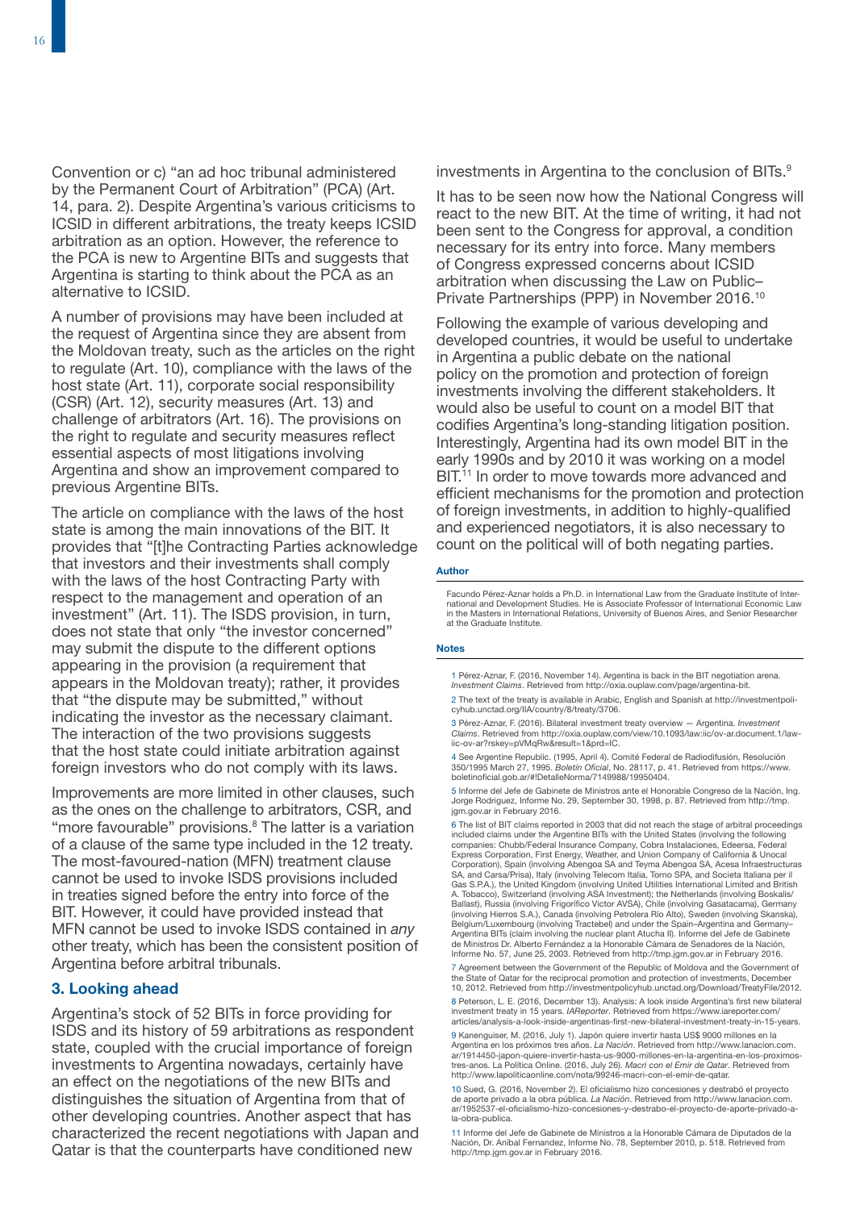Convention or c) "an ad hoc tribunal administered by the Permanent Court of Arbitration" (PCA) (Art. 14, para. 2). Despite Argentina's various criticisms to ICSID in different arbitrations, the treaty keeps ICSID arbitration as an option. However, the reference to the PCA is new to Argentine BITs and suggests that Argentina is starting to think about the PCA as an alternative to ICSID.

A number of provisions may have been included at the request of Argentina since they are absent from the Moldovan treaty, such as the articles on the right to regulate (Art. 10), compliance with the laws of the host state (Art. 11), corporate social responsibility (CSR) (Art. 12), security measures (Art. 13) and challenge of arbitrators (Art. 16). The provisions on the right to regulate and security measures reflect essential aspects of most litigations involving Argentina and show an improvement compared to previous Argentine BITs.

The article on compliance with the laws of the host state is among the main innovations of the BIT. It provides that "[t]he Contracting Parties acknowledge that investors and their investments shall comply with the laws of the host Contracting Party with respect to the management and operation of an investment" (Art. 11). The ISDS provision, in turn, does not state that only "the investor concerned" may submit the dispute to the different options appearing in the provision (a requirement that appears in the Moldovan treaty); rather, it provides that "the dispute may be submitted," without indicating the investor as the necessary claimant. The interaction of the two provisions suggests that the host state could initiate arbitration against foreign investors who do not comply with its laws.

Improvements are more limited in other clauses, such as the ones on the challenge to arbitrators, CSR, and "more favourable" provisions.[8] The latter is a variation of a clause of the same type included in the 12 treaty. The most-favoured-nation (MFN) treatment clause cannot be used to invoke ISDS provisions included in treaties signed before the entry into force of the BIT. However, it could have provided instead that MFN cannot be used to invoke ISDS contained in *any* other treaty, which has been the consistent position of Argentina before arbitral tribunals.

### 3. Looking ahead

Argentina's stock of 52 BITs in force providing for ISDS and its history of 59 arbitrations as respondent state, coupled with the crucial importance of foreign investments to Argentina nowadays, certainly have an effect on the negotiations of the new BITs and distinguishes the situation of Argentina from that of other developing countries. Another aspect that has characterized the recent negotiations with Japan and Qatar is that the counterparts have conditioned new investments in Argentina to the conclusion of BITs.[9]

It has to be seen now how the National Congress will react to the new BIT. At the time of writing, it had not been sent to the Congress for approval, a condition necessary for its entry into force. Many members of Congress expressed concerns about ICSID arbitration when discussing the Law on Public–Private Partnerships (PPP) in November 2016.[10]

Following the example of various developing and developed countries, it would be useful to undertake in Argentina a public debate on the national policy on the promotion and protection of foreign investments involving the different stakeholders. It would also be useful to count on a model BIT that codifies Argentina's long-standing litigation position. Interestingly, Argentina had its own model BIT in the early 1990s and by 2010 it was working on a model BIT.[11] In order to move towards more advanced and efficient mechanisms for the promotion and protection of foreign investments, in addition to highly-qualified and experienced negotiators, it is also necessary to count on the political will of both negating parties.

#### Author

Facundo Pérez-Aznar holds a Ph.D. in International Law from the Graduate Institute of International and Development Studies. He is Associate Professor of International Economic Law in the Masters in International Relations, University of Buenos Aires, and Senior Researcher at the Graduate Institute.

#### Notes

1 Pérez-Aznar, F. (2016, November 14). Argentina is back in the BIT negotiation arena. *Investment Claims*. Retrieved from http://oxia.ouplaw.com/page/argentina-bit.

2 The text of the treaty is available in Arabic, English and Spanish at http://investmentpolicyhub.unctad.org/IIA/country/8/treaty/3706.

3 Pérez-Aznar, F. (2016). Bilateral investment treaty overview — Argentina. *Investment Claims*. Retrieved from http://oxia.ouplaw.com/view/10.1093/law:iic/ov-ar.document.1/law-iic-ov-ar?rskey=pVMqRw&result=1&prd=IC.

4 See Argentine Republic. (1995, April 4). Comité Federal de Radiodifusión, Resolución 350/1995 March 27, 1995. *Boletín Oficial*, No. 28117, p. 41. Retrieved from https://www.boletinoficial.gob.ar/#!DetalleNorma/7149988/19950404.

5 Informe del Jefe de Gabinete de Ministros ante el Honorable Congreso de la Nación, Ing. Jorge Rodríguez, Informe No. 29, September 30, 1998, p. 87. Retrieved from http://tmp.jgm.gov.ar in February 2016.

6 The list of BIT claims reported in 2003 that did not reach the stage of arbitral proceedings included claims under the Argentine BITs with the United States (involving the following companies: Chubb/Federal Insurance Company, Cobra Instalaciones, Edeersa, Federal Express Corporation, First Energy, Weather, and Union Company of California & Unocal Corporation), Spain (involving Abengoa SA and Teyma Abengoa SA, Acesa Infraestructuras SA, and Carsa/Prisa), Italy (involving Telecom Italia, Torno SPA, and Societa Italiana per il Gas S.P.A.), the United Kingdom (involving United Utilities International Limited and British A. Tobacco), Switzerland (involving ASA Investment); the Netherlands (involving Boskalis/Ballast), Russia (involving Frigorífico Victor AVSA), Chile (involving Gasatacama), Germany (involving Hierros S.A.), Canada (involving Petrolera Río Alto), Sweden (involving Skanska), Belgium/Luxembourg (involving Tractebel) and under the Spain–Argentina and Germany–Argentina BITs (claim involving the nuclear plant Atucha II). Informe del Jefe de Gabinete de Ministros Dr. Alberto Fernández a la Honorable Cámara de Senadores de la Nación, Informe No. 57, June 25, 2003. Retrieved from http://tmp.jgm.gov.ar in February 2016.

7 Agreement between the Government of the Republic of Moldova and the Government of the State of Qatar for the reciprocal promotion and protection of investments, December 10, 2012. Retrieved from http://investmentpolicyhub.unctad.org/Download/TreatyFile/2012.

8 Peterson, L. E. (2016, December 13). Analysis: A look inside Argentina's first new bilateral investment treaty in 15 years. *IAReporter*. Retrieved from https://www.iareporter.com/articles/analysis-a-look-inside-argentinas-first-new-bilateral-investment-treaty-in-15-years.

9 Kanenguiser, M. (2016, July 1). Japón quiere invertir hasta US$ 9000 millones en la Argentina en los próximos tres años. *La Nación*. Retrieved from http://www.lanacion.com.ar/1914450-japon-quiere-invertir-hasta-us-9000-millones-en-la-argentina-en-los-proximos-tres-anos. La Política Online. (2016, July 26). *Macri con el Emir de Qatar*. Retrieved from http://www.lapoliticaonline.com/nota/99246-macri-con-el-emir-de-qatar.

10 Sued, G. (2016, November 2). El oficialismo hizo concesiones y destrabó el proyecto de aporte privado a la obra pública. *La Nación*. Retrieved from http://www.lanacion.com.ar/1952537-el-oficialismo-hizo-concesiones-y-destrabo-el-proyecto-de-aporte-privado-a-la-obra-publica.

11 Informe del Jefe de Gabinete de Ministros a la Honorable Cámara de Diputados de la Nación, Dr. Aníbal Fernandez, Informe No. 78, September 2010, p. 518. Retrieved from http://tmp.jgm.gov.ar in February 2016.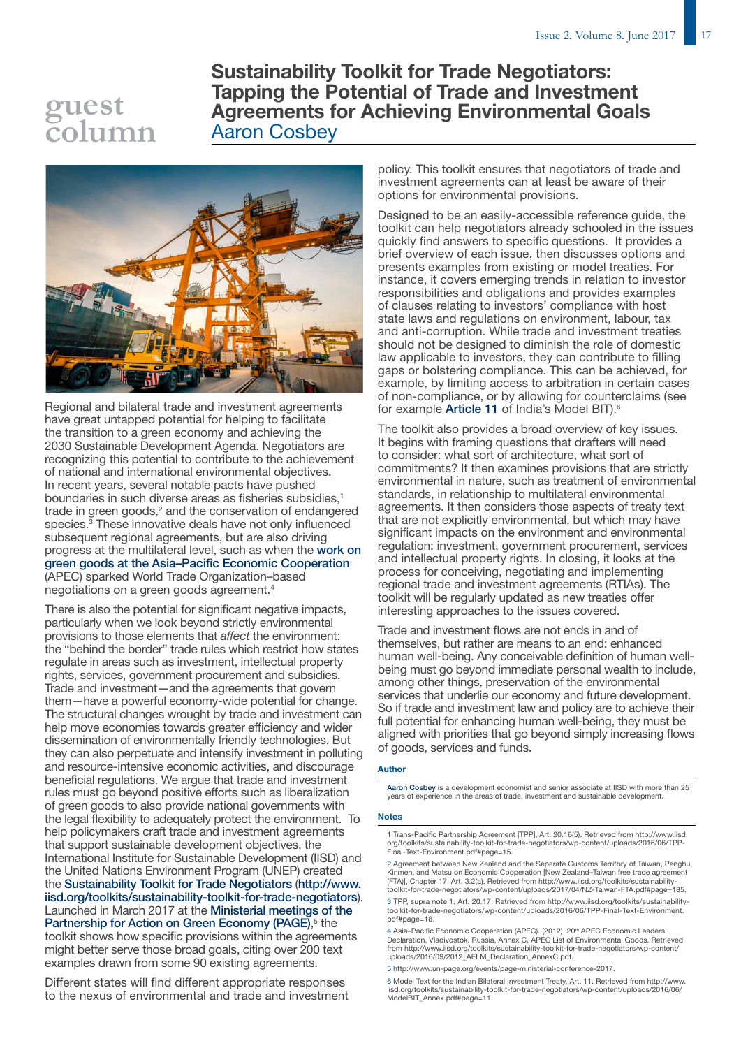guest column

# Sustainability Toolkit for Trade Negotiators: Tapping the Potential of Trade and Investment Agreements for Achieving Environmental Goals

Aaron Cosbey

Regional and bilateral trade and investment agreements have great untapped potential for helping to facilitate the transition to a green economy and achieving the 2030 Sustainable Development Agenda. Negotiators are recognizing this potential to contribute to the achievement of national and international environmental objectives. In recent years, several notable pacts have pushed boundaries in such diverse areas as fisheries subsidies,[1] trade in green goods,[2] and the conservation of endangered species.[3] These innovative deals have not only influenced subsequent regional agreements, but are also driving progress at the multilateral level, such as when the work on green goods at the Asia–Pacific Economic Cooperation (APEC) sparked World Trade Organization–based negotiations on a green goods agreement.[4]

There is also the potential for significant negative impacts, particularly when we look beyond strictly environmental provisions to those elements that *affect* the environment: the "behind the border" trade rules which restrict how states regulate in areas such as investment, intellectual property rights, services, government procurement and subsidies. Trade and investment—and the agreements that govern them—have a powerful economy-wide potential for change. The structural changes wrought by trade and investment can help move economies towards greater efficiency and wider dissemination of environmentally friendly technologies. But they can also perpetuate and intensify investment in polluting and resource-intensive economic activities, and discourage beneficial regulations. We argue that trade and investment rules must go beyond positive efforts such as liberalization of green goods to also provide national governments with the legal flexibility to adequately protect the environment. To help policymakers craft trade and investment agreements that support sustainable development objectives, the International Institute for Sustainable Development (IISD) and the United Nations Environment Program (UNEP) created the Sustainability Toolkit for Trade Negotiators (http://www.iisd.org/toolkits/sustainability-toolkit-for-trade-negotiators). Launched in March 2017 at the Ministerial meetings of the Partnership for Action on Green Economy (PAGE),[5] the toolkit shows how specific provisions within the agreements might better serve those broad goals, citing over 200 text examples drawn from some 90 existing agreements.

Different states will find different appropriate responses to the nexus of environmental and trade and investment policy. This toolkit ensures that negotiators of trade and investment agreements can at least be aware of their options for environmental provisions.

Designed to be an easily-accessible reference guide, the toolkit can help negotiators already schooled in the issues quickly find answers to specific questions. It provides a brief overview of each issue, then discusses options and presents examples from existing or model treaties. For instance, it covers emerging trends in relation to investor responsibilities and obligations and provides examples of clauses relating to investors' compliance with host state laws and regulations on environment, labour, tax and anti-corruption. While trade and investment treaties should not be designed to diminish the role of domestic law applicable to investors, they can contribute to filling gaps or bolstering compliance. This can be achieved, for example, by limiting access to arbitration in certain cases of non-compliance, or by allowing for counterclaims (see for example **Article 11** of India's Model BIT).[6]

The toolkit also provides a broad overview of key issues. It begins with framing questions that drafters will need to consider: what sort of architecture, what sort of commitments? It then examines provisions that are strictly environmental in nature, such as treatment of environmental standards, in relationship to multilateral environmental agreements. It then considers those aspects of treaty text that are not explicitly environmental, but which may have significant impacts on the environment and environmental regulation: investment, government procurement, services and intellectual property rights. In closing, it looks at the process for conceiving, negotiating and implementing regional trade and investment agreements (RTIAs). The toolkit will be regularly updated as new treaties offer interesting approaches to the issues covered.

Trade and investment flows are not ends in and of themselves, but rather are means to an end: enhanced human well-being. Any conceivable definition of human well-being must go beyond immediate personal wealth to include, among other things, preservation of the environmental services that underlie our economy and future development. So if trade and investment law and policy are to achieve their full potential for enhancing human well-being, they must be aligned with priorities that go beyond simply increasing flows of goods, services and funds.

### Author

Aaron Cosbey is a development economist and senior associate at IISD with more than 25 years of experience in the areas of trade, investment and sustainable development.

### Notes

1 Trans-Pacific Partnership Agreement [TPP], Art. 20.16(5). Retrieved from http://www.iisd.org/toolkits/sustainability-toolkit-for-trade-negotiators/wp-content/uploads/2016/06/TPP-Final-Text-Environment.pdf#page=15.

2 Agreement between New Zealand and the Separate Customs Territory of Taiwan, Penghu, Kinmen, and Matsu on Economic Cooperation [New Zealand–Taiwan free trade agreement (FTA)], Chapter 17, Art. 3.2(a). Retrieved from http://www.iisd.org/toolkits/sustainability-toolkit-for-trade-negotiators/wp-content/uploads/2017/04/NZ-Taiwan-FTA.pdf#page=185.

3 TPP, supra note 1, Art. 20.17. Retrieved from http://www.iisd.org/toolkits/sustainability-toolkit-for-trade-negotiators/wp-content/uploads/2016/06/TPP-Final-Text-Environment.pdf#page=18.

4 Asia–Pacific Economic Cooperation (APEC). (2012). 20th APEC Economic Leaders' Declaration, Vladivostok, Russia, Annex C, APEC List of Environmental Goods. Retrieved from http://www.iisd.org/toolkits/sustainability-toolkit-for-trade-negotiators/wp-content/uploads/2016/09/2012_AELM_Declaration_AnnexC.pdf.

5 http://www.un-page.org/events/page-ministerial-conference-2017.

6 Model Text for the Indian Bilateral Investment Treaty, Art. 11. Retrieved from http://www.iisd.org/toolkits/sustainability-toolkit-for-trade-negotiators/wp-content/uploads/2016/06/ModelBIT_Annex.pdf#page=11.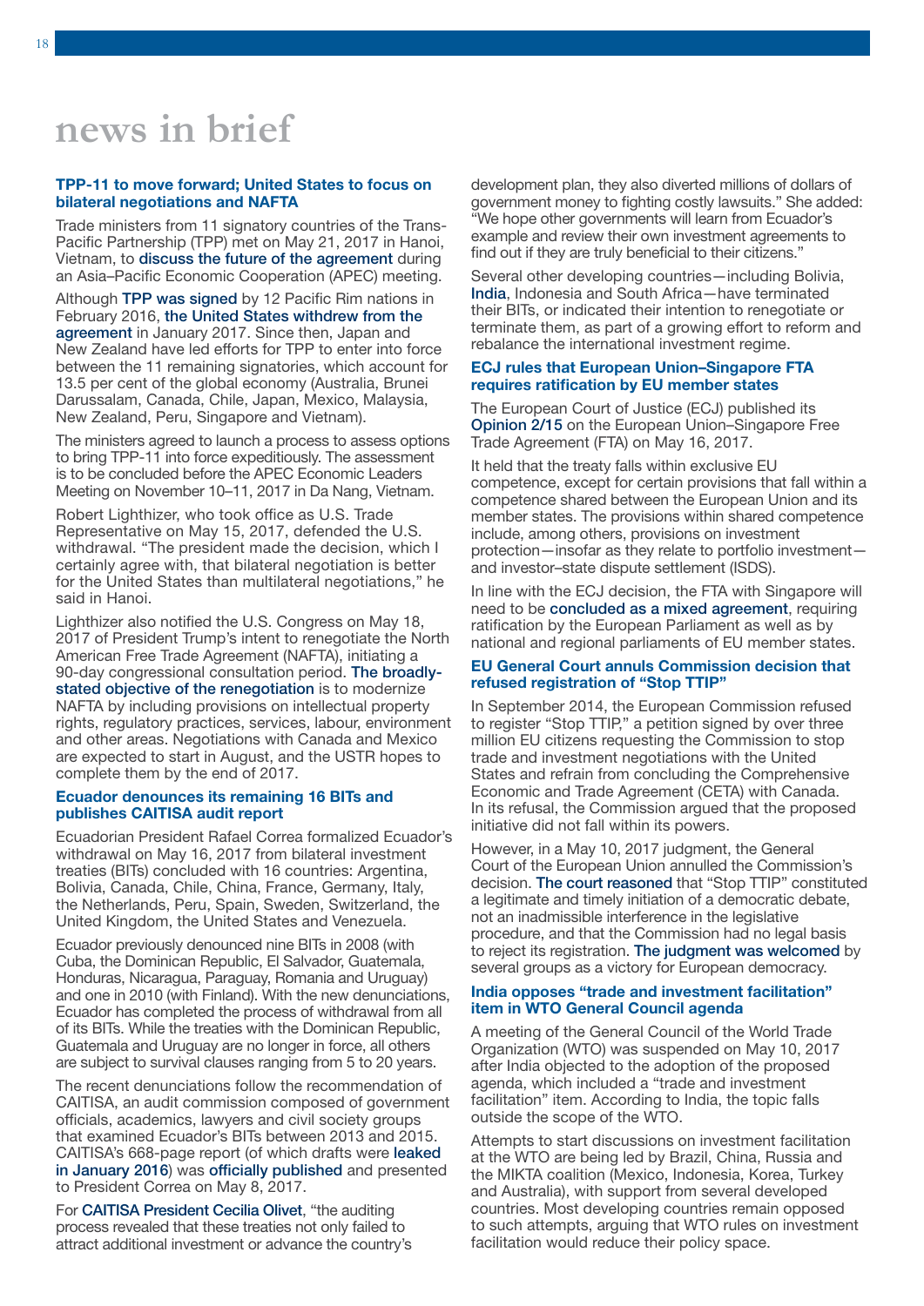# news in brief

### TPP-11 to move forward; United States to focus on bilateral negotiations and NAFTA

Trade ministers from 11 signatory countries of the Trans-Pacific Partnership (TPP) met on May 21, 2017 in Hanoi, Vietnam, to discuss the future of the agreement during an Asia–Pacific Economic Cooperation (APEC) meeting.

Although TPP was signed by 12 Pacific Rim nations in February 2016, the United States withdrew from the agreement in January 2017. Since then, Japan and New Zealand have led efforts for TPP to enter into force between the 11 remaining signatories, which account for 13.5 per cent of the global economy (Australia, Brunei Darussalam, Canada, Chile, Japan, Mexico, Malaysia, New Zealand, Peru, Singapore and Vietnam).

The ministers agreed to launch a process to assess options to bring TPP-11 into force expeditiously. The assessment is to be concluded before the APEC Economic Leaders Meeting on November 10–11, 2017 in Da Nang, Vietnam.

Robert Lighthizer, who took office as U.S. Trade Representative on May 15, 2017, defended the U.S. withdrawal. "The president made the decision, which I certainly agree with, that bilateral negotiation is better for the United States than multilateral negotiations," he said in Hanoi.

Lighthizer also notified the U.S. Congress on May 18, 2017 of President Trump's intent to renegotiate the North American Free Trade Agreement (NAFTA), initiating a 90-day congressional consultation period. The broadly-stated objective of the renegotiation is to modernize NAFTA by including provisions on intellectual property rights, regulatory practices, services, labour, environment and other areas. Negotiations with Canada and Mexico are expected to start in August, and the USTR hopes to complete them by the end of 2017.

### Ecuador denounces its remaining 16 BITs and publishes CAITISA audit report

Ecuadorian President Rafael Correa formalized Ecuador's withdrawal on May 16, 2017 from bilateral investment treaties (BITs) concluded with 16 countries: Argentina, Bolivia, Canada, Chile, China, France, Germany, Italy, the Netherlands, Peru, Spain, Sweden, Switzerland, the United Kingdom, the United States and Venezuela.

Ecuador previously denounced nine BITs in 2008 (with Cuba, the Dominican Republic, El Salvador, Guatemala, Honduras, Nicaragua, Paraguay, Romania and Uruguay) and one in 2010 (with Finland). With the new denunciations, Ecuador has completed the process of withdrawal from all of its BITs. While the treaties with the Dominican Republic, Guatemala and Uruguay are no longer in force, all others are subject to survival clauses ranging from 5 to 20 years.

The recent denunciations follow the recommendation of CAITISA, an audit commission composed of government officials, academics, lawyers and civil society groups that examined Ecuador's BITs between 2013 and 2015. CAITISA's 668-page report (of which drafts were leaked in January 2016) was officially published and presented to President Correa on May 8, 2017.

For CAITISA President Cecilia Olivet, "the auditing process revealed that these treaties not only failed to attract additional investment or advance the country's development plan, they also diverted millions of dollars of government money to fighting costly lawsuits." She added: "We hope other governments will learn from Ecuador's example and review their own investment agreements to find out if they are truly beneficial to their citizens."

Several other developing countries—including Bolivia, India, Indonesia and South Africa—have terminated their BITs, or indicated their intention to renegotiate or terminate them, as part of a growing effort to reform and rebalance the international investment regime.

### ECJ rules that European Union–Singapore FTA requires ratification by EU member states

The European Court of Justice (ECJ) published its Opinion 2/15 on the European Union–Singapore Free Trade Agreement (FTA) on May 16, 2017.

It held that the treaty falls within exclusive EU competence, except for certain provisions that fall within a competence shared between the European Union and its member states. The provisions within shared competence include, among others, provisions on investment protection—insofar as they relate to portfolio investment—and investor–state dispute settlement (ISDS).

In line with the ECJ decision, the FTA with Singapore will need to be concluded as a mixed agreement, requiring ratification by the European Parliament as well as by national and regional parliaments of EU member states.

### EU General Court annuls Commission decision that refused registration of "Stop TTIP"

In September 2014, the European Commission refused to register "Stop TTIP," a petition signed by over three million EU citizens requesting the Commission to stop trade and investment negotiations with the United States and refrain from concluding the Comprehensive Economic and Trade Agreement (CETA) with Canada. In its refusal, the Commission argued that the proposed initiative did not fall within its powers.

However, in a May 10, 2017 judgment, the General Court of the European Union annulled the Commission's decision. The court reasoned that "Stop TTIP" constituted a legitimate and timely initiation of a democratic debate, not an inadmissible interference in the legislative procedure, and that the Commission had no legal basis to reject its registration. The judgment was welcomed by several groups as a victory for European democracy.

### India opposes "trade and investment facilitation" item in WTO General Council agenda

A meeting of the General Council of the World Trade Organization (WTO) was suspended on May 10, 2017 after India objected to the adoption of the proposed agenda, which included a "trade and investment facilitation" item. According to India, the topic falls outside the scope of the WTO.

Attempts to start discussions on investment facilitation at the WTO are being led by Brazil, China, Russia and the MIKTA coalition (Mexico, Indonesia, Korea, Turkey and Australia), with support from several developed countries. Most developing countries remain opposed to such attempts, arguing that WTO rules on investment facilitation would reduce their policy space.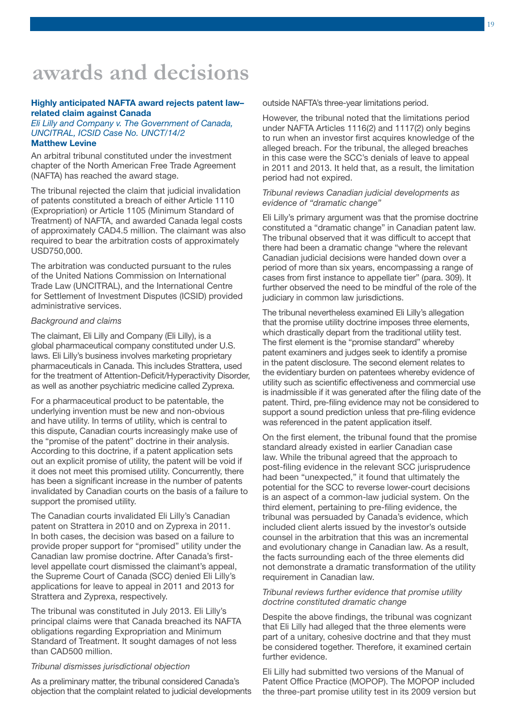# awards and decisions

**Highly anticipated NAFTA award rejects patent law–related claim against Canada**

*Eli Lilly and Company v. The Government of Canada, UNCITRAL, ICSID Case No. UNCT/14/2*

**Matthew Levine**

An arbitral tribunal constituted under the investment chapter of the North American Free Trade Agreement (NAFTA) has reached the award stage.

The tribunal rejected the claim that judicial invalidation of patents constituted a breach of either Article 1110 (Expropriation) or Article 1105 (Minimum Standard of Treatment) of NAFTA, and awarded Canada legal costs of approximately CAD4.5 million. The claimant was also required to bear the arbitration costs of approximately USD750,000.

The arbitration was conducted pursuant to the rules of the United Nations Commission on International Trade Law (UNCITRAL), and the International Centre for Settlement of Investment Disputes (ICSID) provided administrative services.

*Background and claims*

The claimant, Eli Lilly and Company (Eli Lilly), is a global pharmaceutical company constituted under U.S. laws. Eli Lilly's business involves marketing proprietary pharmaceuticals in Canada. This includes Strattera, used for the treatment of Attention-Deficit/Hyperactivity Disorder, as well as another psychiatric medicine called Zyprexa.

For a pharmaceutical product to be patentable, the underlying invention must be new and non-obvious and have utility. In terms of utility, which is central to this dispute, Canadian courts increasingly make use of the "promise of the patent" doctrine in their analysis. According to this doctrine, if a patent application sets out an explicit promise of utility, the patent will be void if it does not meet this promised utility. Concurrently, there has been a significant increase in the number of patents invalidated by Canadian courts on the basis of a failure to support the promised utility.

The Canadian courts invalidated Eli Lilly's Canadian patent on Strattera in 2010 and on Zyprexa in 2011. In both cases, the decision was based on a failure to provide proper support for "promised" utility under the Canadian law promise doctrine. After Canada's first-level appellate court dismissed the claimant's appeal, the Supreme Court of Canada (SCC) denied Eli Lilly's applications for leave to appeal in 2011 and 2013 for Strattera and Zyprexa, respectively.

The tribunal was constituted in July 2013. Eli Lilly's principal claims were that Canada breached its NAFTA obligations regarding Expropriation and Minimum Standard of Treatment. It sought damages of not less than CAD500 million.

*Tribunal dismisses jurisdictional objection*

As a preliminary matter, the tribunal considered Canada's objection that the complaint related to judicial developments outside NAFTA's three-year limitations period.

However, the tribunal noted that the limitations period under NAFTA Articles 1116(2) and 1117(2) only begins to run when an investor first acquires knowledge of the alleged breach. For the tribunal, the alleged breaches in this case were the SCC's denials of leave to appeal in 2011 and 2013. It held that, as a result, the limitation period had not expired.

*Tribunal reviews Canadian judicial developments as evidence of "dramatic change"*

Eli Lilly's primary argument was that the promise doctrine constituted a "dramatic change" in Canadian patent law. The tribunal observed that it was difficult to accept that there had been a dramatic change "where the relevant Canadian judicial decisions were handed down over a period of more than six years, encompassing a range of cases from first instance to appellate tier" (para. 309). It further observed the need to be mindful of the role of the judiciary in common law jurisdictions.

The tribunal nevertheless examined Eli Lilly's allegation that the promise utility doctrine imposes three elements, which drastically depart from the traditional utility test. The first element is the "promise standard" whereby patent examiners and judges seek to identify a promise in the patent disclosure. The second element relates to the evidentiary burden on patentees whereby evidence of utility such as scientific effectiveness and commercial use is inadmissible if it was generated after the filing date of the patent. Third, pre-filing evidence may not be considered to support a sound prediction unless that pre-filing evidence was referenced in the patent application itself.

On the first element, the tribunal found that the promise standard already existed in earlier Canadian case law. While the tribunal agreed that the approach to post-filing evidence in the relevant SCC jurisprudence had been "unexpected," it found that ultimately the potential for the SCC to reverse lower-court decisions is an aspect of a common-law judicial system. On the third element, pertaining to pre-filing evidence, the tribunal was persuaded by Canada's evidence, which included client alerts issued by the investor's outside counsel in the arbitration that this was an incremental and evolutionary change in Canadian law. As a result, the facts surrounding each of the three elements did not demonstrate a dramatic transformation of the utility requirement in Canadian law.

*Tribunal reviews further evidence that promise utility doctrine constituted dramatic change*

Despite the above findings, the tribunal was cognizant that Eli Lilly had alleged that the three elements were part of a unitary, cohesive doctrine and that they must be considered together. Therefore, it examined certain further evidence.

Eli Lilly had submitted two versions of the Manual of Patent Office Practice (MOPOP). The MOPOP included the three-part promise utility test in its 2009 version but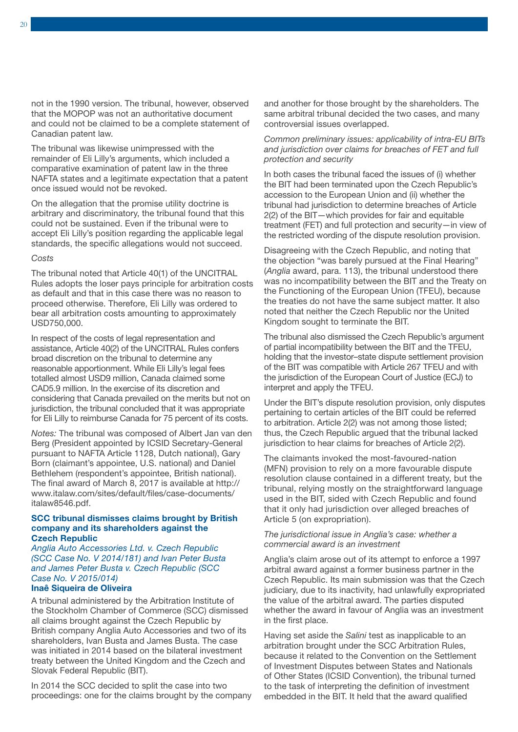not in the 1990 version. The tribunal, however, observed that the MOPOP was not an authoritative document and could not be claimed to be a complete statement of Canadian patent law.

The tribunal was likewise unimpressed with the remainder of Eli Lilly's arguments, which included a comparative examination of patent law in the three NAFTA states and a legitimate expectation that a patent once issued would not be revoked.

On the allegation that the promise utility doctrine is arbitrary and discriminatory, the tribunal found that this could not be sustained. Even if the tribunal were to accept Eli Lilly's position regarding the applicable legal standards, the specific allegations would not succeed.

*Costs*

The tribunal noted that Article 40(1) of the UNCITRAL Rules adopts the loser pays principle for arbitration costs as default and that in this case there was no reason to proceed otherwise. Therefore, Eli Lilly was ordered to bear all arbitration costs amounting to approximately USD750,000.

In respect of the costs of legal representation and assistance, Article 40(2) of the UNCITRAL Rules confers broad discretion on the tribunal to determine any reasonable apportionment. While Eli Lilly's legal fees totalled almost USD9 million, Canada claimed some CAD5.9 million. In the exercise of its discretion and considering that Canada prevailed on the merits but not on jurisdiction, the tribunal concluded that it was appropriate for Eli Lilly to reimburse Canada for 75 percent of its costs.

*Notes:* The tribunal was composed of Albert Jan van den Berg (President appointed by ICSID Secretary-General pursuant to NAFTA Article 1128, Dutch national), Gary Born (claimant's appointee, U.S. national) and Daniel Bethlehem (respondent's appointee, British national). The final award of March 8, 2017 is available at http://www.italaw.com/sites/default/files/case-documents/italaw8546.pdf.

## SCC tribunal dismisses claims brought by British company and its shareholders against the Czech Republic

*Anglia Auto Accessories Ltd. v. Czech Republic (SCC Case No. V 2014/181) and Ivan Peter Busta and James Peter Busta v. Czech Republic (SCC Case No. V 2015/014)*

**Inaê Siqueira de Oliveira**

A tribunal administered by the Arbitration Institute of the Stockholm Chamber of Commerce (SCC) dismissed all claims brought against the Czech Republic by British company Anglia Auto Accessories and two of its shareholders, Ivan Busta and James Busta. The case was initiated in 2014 based on the bilateral investment treaty between the United Kingdom and the Czech and Slovak Federal Republic (BIT).

In 2014 the SCC decided to split the case into two proceedings: one for the claims brought by the company and another for those brought by the shareholders. The same arbitral tribunal decided the two cases, and many controversial issues overlapped.

*Common preliminary issues: applicability of intra-EU BITs and jurisdiction over claims for breaches of FET and full protection and security*

In both cases the tribunal faced the issues of (i) whether the BIT had been terminated upon the Czech Republic's accession to the European Union and (ii) whether the tribunal had jurisdiction to determine breaches of Article 2(2) of the BIT—which provides for fair and equitable treatment (FET) and full protection and security—in view of the restricted wording of the dispute resolution provision.

Disagreeing with the Czech Republic, and noting that the objection "was barely pursued at the Final Hearing" (*Anglia* award, para. 113), the tribunal understood there was no incompatibility between the BIT and the Treaty on the Functioning of the European Union (TFEU), because the treaties do not have the same subject matter. It also noted that neither the Czech Republic nor the United Kingdom sought to terminate the BIT.

The tribunal also dismissed the Czech Republic's argument of partial incompatibility between the BIT and the TFEU, holding that the investor–state dispute settlement provision of the BIT was compatible with Article 267 TFEU and with the jurisdiction of the European Court of Justice (ECJ) to interpret and apply the TFEU.

Under the BIT's dispute resolution provision, only disputes pertaining to certain articles of the BIT could be referred to arbitration. Article 2(2) was not among those listed; thus, the Czech Republic argued that the tribunal lacked jurisdiction to hear claims for breaches of Article 2(2).

The claimants invoked the most-favoured-nation (MFN) provision to rely on a more favourable dispute resolution clause contained in a different treaty, but the tribunal, relying mostly on the straightforward language used in the BIT, sided with Czech Republic and found that it only had jurisdiction over alleged breaches of Article 5 (on expropriation).

*The jurisdictional issue in Anglia's case: whether a commercial award is an investment*

Anglia's claim arose out of its attempt to enforce a 1997 arbitral award against a former business partner in the Czech Republic. Its main submission was that the Czech judiciary, due to its inactivity, had unlawfully expropriated the value of the arbitral award. The parties disputed whether the award in favour of Anglia was an investment in the first place.

Having set aside the *Salini* test as inapplicable to an arbitration brought under the SCC Arbitration Rules, because it related to the Convention on the Settlement of Investment Disputes between States and Nationals of Other States (ICSID Convention), the tribunal turned to the task of interpreting the definition of investment embedded in the BIT. It held that the award qualified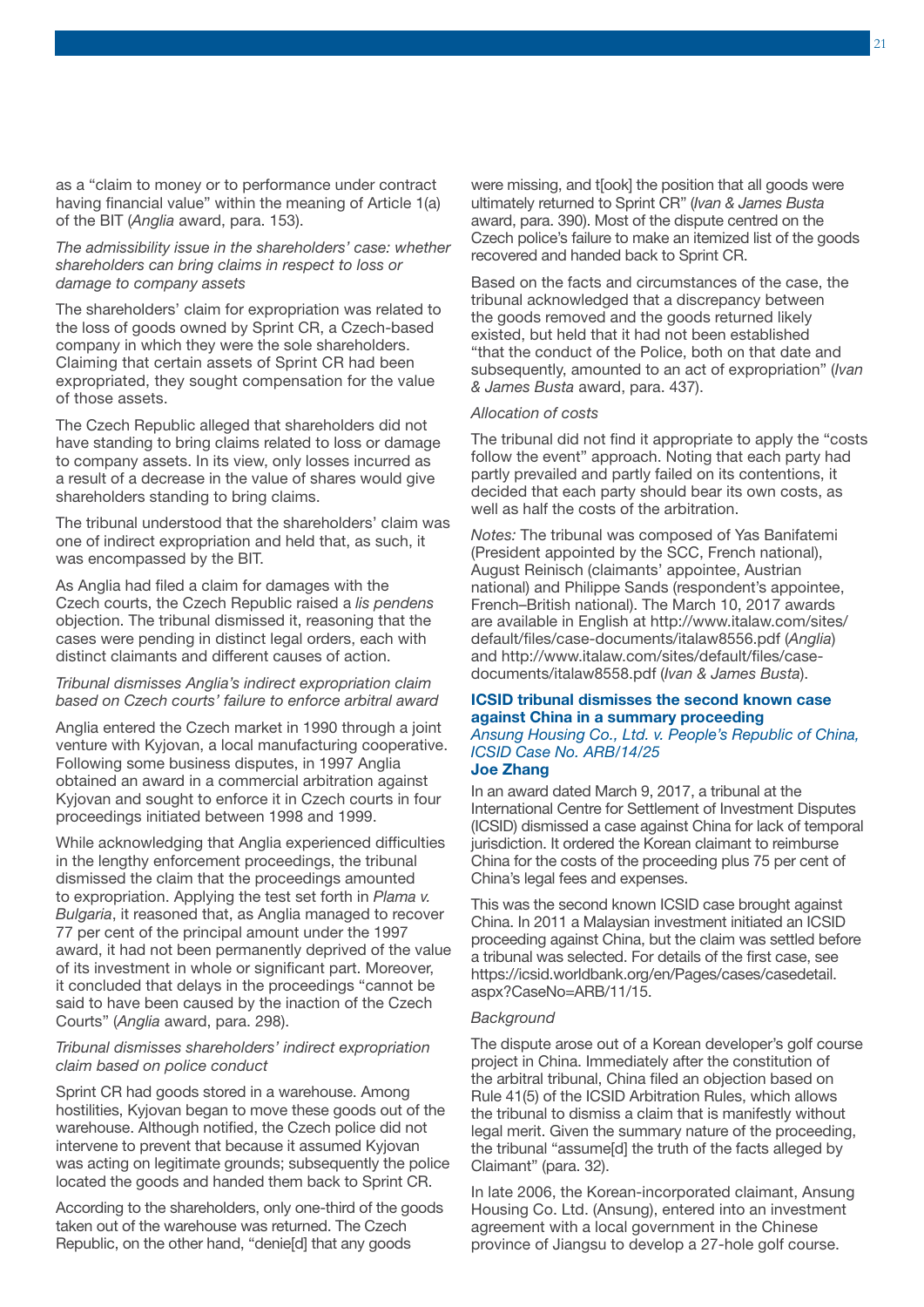as a "claim to money or to performance under contract having financial value" within the meaning of Article 1(a) of the BIT (*Anglia* award, para. 153).

*The admissibility issue in the shareholders' case: whether shareholders can bring claims in respect to loss or damage to company assets*

The shareholders' claim for expropriation was related to the loss of goods owned by Sprint CR, a Czech-based company in which they were the sole shareholders. Claiming that certain assets of Sprint CR had been expropriated, they sought compensation for the value of those assets.

The Czech Republic alleged that shareholders did not have standing to bring claims related to loss or damage to company assets. In its view, only losses incurred as a result of a decrease in the value of shares would give shareholders standing to bring claims.

The tribunal understood that the shareholders' claim was one of indirect expropriation and held that, as such, it was encompassed by the BIT.

As Anglia had filed a claim for damages with the Czech courts, the Czech Republic raised a *lis pendens* objection. The tribunal dismissed it, reasoning that the cases were pending in distinct legal orders, each with distinct claimants and different causes of action.

*Tribunal dismisses Anglia's indirect expropriation claim based on Czech courts' failure to enforce arbitral award*

Anglia entered the Czech market in 1990 through a joint venture with Kyjovan, a local manufacturing cooperative. Following some business disputes, in 1997 Anglia obtained an award in a commercial arbitration against Kyjovan and sought to enforce it in Czech courts in four proceedings initiated between 1998 and 1999.

While acknowledging that Anglia experienced difficulties in the lengthy enforcement proceedings, the tribunal dismissed the claim that the proceedings amounted to expropriation. Applying the test set forth in *Plama v. Bulgaria*, it reasoned that, as Anglia managed to recover 77 per cent of the principal amount under the 1997 award, it had not been permanently deprived of the value of its investment in whole or significant part. Moreover, it concluded that delays in the proceedings "cannot be said to have been caused by the inaction of the Czech Courts" (*Anglia* award, para. 298).

*Tribunal dismisses shareholders' indirect expropriation claim based on police conduct*

Sprint CR had goods stored in a warehouse. Among hostilities, Kyjovan began to move these goods out of the warehouse. Although notified, the Czech police did not intervene to prevent that because it assumed Kyjovan was acting on legitimate grounds; subsequently the police located the goods and handed them back to Sprint CR.

According to the shareholders, only one-third of the goods taken out of the warehouse was returned. The Czech Republic, on the other hand, "denie[d] that any goods were missing, and t[ook] the position that all goods were ultimately returned to Sprint CR" (*Ivan & James Busta* award, para. 390). Most of the dispute centred on the Czech police's failure to make an itemized list of the goods recovered and handed back to Sprint CR.

Based on the facts and circumstances of the case, the tribunal acknowledged that a discrepancy between the goods removed and the goods returned likely existed, but held that it had not been established "that the conduct of the Police, both on that date and subsequently, amounted to an act of expropriation" (*Ivan & James Busta* award, para. 437).

*Allocation of costs*

The tribunal did not find it appropriate to apply the "costs follow the event" approach. Noting that each party had partly prevailed and partly failed on its contentions, it decided that each party should bear its own costs, as well as half the costs of the arbitration.

*Notes:* The tribunal was composed of Yas Banifatemi (President appointed by the SCC, French national), August Reinisch (claimants' appointee, Austrian national) and Philippe Sands (respondent's appointee, French–British national). The March 10, 2017 awards are available in English at http://www.italaw.com/sites/default/files/case-documents/italaw8556.pdf (*Anglia*) and http://www.italaw.com/sites/default/files/case-documents/italaw8558.pdf (*Ivan & James Busta*).

### ICSID tribunal dismisses the second known case against China in a summary proceeding

*Ansung Housing Co., Ltd. v. People's Republic of China, ICSID Case No. ARB/14/25*

**Joe Zhang**

In an award dated March 9, 2017, a tribunal at the International Centre for Settlement of Investment Disputes (ICSID) dismissed a case against China for lack of temporal jurisdiction. It ordered the Korean claimant to reimburse China for the costs of the proceeding plus 75 per cent of China's legal fees and expenses.

This was the second known ICSID case brought against China. In 2011 a Malaysian investment initiated an ICSID proceeding against China, but the claim was settled before a tribunal was selected. For details of the first case, see https://icsid.worldbank.org/en/Pages/cases/casedetail.aspx?CaseNo=ARB/11/15.

*Background*

The dispute arose out of a Korean developer's golf course project in China. Immediately after the constitution of the arbitral tribunal, China filed an objection based on Rule 41(5) of the ICSID Arbitration Rules, which allows the tribunal to dismiss a claim that is manifestly without legal merit. Given the summary nature of the proceeding, the tribunal "assume[d] the truth of the facts alleged by Claimant" (para. 32).

In late 2006, the Korean-incorporated claimant, Ansung Housing Co. Ltd. (Ansung), entered into an investment agreement with a local government in the Chinese province of Jiangsu to develop a 27-hole golf course.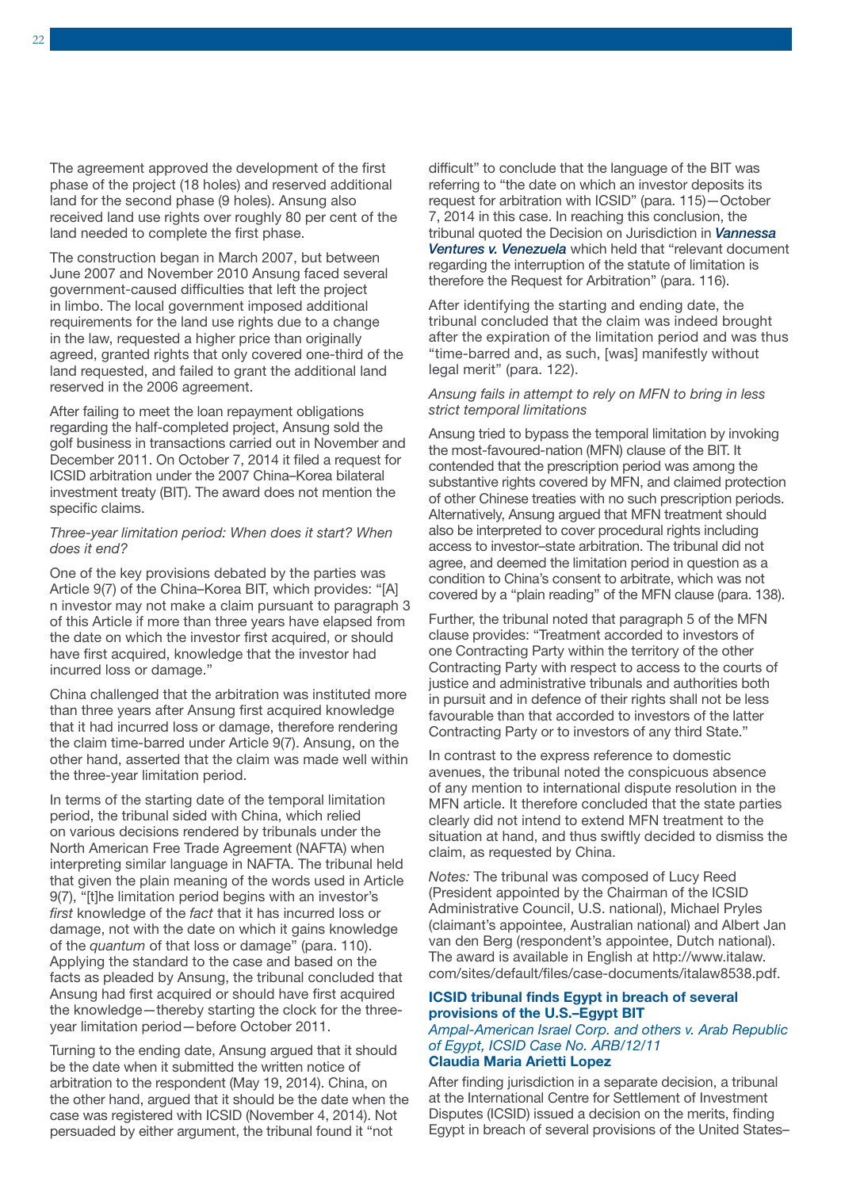The agreement approved the development of the first phase of the project (18 holes) and reserved additional land for the second phase (9 holes). Ansung also received land use rights over roughly 80 per cent of the land needed to complete the first phase.

The construction began in March 2007, but between June 2007 and November 2010 Ansung faced several government-caused difficulties that left the project in limbo. The local government imposed additional requirements for the land use rights due to a change in the law, requested a higher price than originally agreed, granted rights that only covered one-third of the land requested, and failed to grant the additional land reserved in the 2006 agreement.

After failing to meet the loan repayment obligations regarding the half-completed project, Ansung sold the golf business in transactions carried out in November and December 2011. On October 7, 2014 it filed a request for ICSID arbitration under the 2007 China–Korea bilateral investment treaty (BIT). The award does not mention the specific claims.

*Three-year limitation period: When does it start? When does it end?*

One of the key provisions debated by the parties was Article 9(7) of the China–Korea BIT, which provides: "[A]n investor may not make a claim pursuant to paragraph 3 of this Article if more than three years have elapsed from the date on which the investor first acquired, or should have first acquired, knowledge that the investor had incurred loss or damage."

China challenged that the arbitration was instituted more than three years after Ansung first acquired knowledge that it had incurred loss or damage, therefore rendering the claim time-barred under Article 9(7). Ansung, on the other hand, asserted that the claim was made well within the three-year limitation period.

In terms of the starting date of the temporal limitation period, the tribunal sided with China, which relied on various decisions rendered by tribunals under the North American Free Trade Agreement (NAFTA) when interpreting similar language in NAFTA. The tribunal held that given the plain meaning of the words used in Article 9(7), "[t]he limitation period begins with an investor's *first* knowledge of the *fact* that it has incurred loss or damage, not with the date on which it gains knowledge of the *quantum* of that loss or damage" (para. 110). Applying the standard to the case and based on the facts as pleaded by Ansung, the tribunal concluded that Ansung had first acquired or should have first acquired the knowledge—thereby starting the clock for the three-year limitation period—before October 2011.

Turning to the ending date, Ansung argued that it should be the date when it submitted the written notice of arbitration to the respondent (May 19, 2014). China, on the other hand, argued that it should be the date when the case was registered with ICSID (November 4, 2014). Not persuaded by either argument, the tribunal found it "not difficult" to conclude that the language of the BIT was referring to "the date on which an investor deposits its request for arbitration with ICSID" (para. 115)—October 7, 2014 in this case. In reaching this conclusion, the tribunal quoted the Decision on Jurisdiction in ***Vannessa Ventures v. Venezuela*** which held that "relevant document regarding the interruption of the statute of limitation is therefore the Request for Arbitration" (para. 116).

After identifying the starting and ending date, the tribunal concluded that the claim was indeed brought after the expiration of the limitation period and was thus "time-barred and, as such, [was] manifestly without legal merit" (para. 122).

*Ansung fails in attempt to rely on MFN to bring in less strict temporal limitations*

Ansung tried to bypass the temporal limitation by invoking the most-favoured-nation (MFN) clause of the BIT. It contended that the prescription period was among the substantive rights covered by MFN, and claimed protection of other Chinese treaties with no such prescription periods. Alternatively, Ansung argued that MFN treatment should also be interpreted to cover procedural rights including access to investor–state arbitration. The tribunal did not agree, and deemed the limitation period in question as a condition to China's consent to arbitrate, which was not covered by a "plain reading" of the MFN clause (para. 138).

Further, the tribunal noted that paragraph 5 of the MFN clause provides: "Treatment accorded to investors of one Contracting Party within the territory of the other Contracting Party with respect to access to the courts of justice and administrative tribunals and authorities both in pursuit and in defence of their rights shall not be less favourable than that accorded to investors of the latter Contracting Party or to investors of any third State."

In contrast to the express reference to domestic avenues, the tribunal noted the conspicuous absence of any mention to international dispute resolution in the MFN article. It therefore concluded that the state parties clearly did not intend to extend MFN treatment to the situation at hand, and thus swiftly decided to dismiss the claim, as requested by China.

*Notes:* The tribunal was composed of Lucy Reed (President appointed by the Chairman of the ICSID Administrative Council, U.S. national), Michael Pryles (claimant's appointee, Australian national) and Albert Jan van den Berg (respondent's appointee, Dutch national). The award is available in English at http://www.italaw.com/sites/default/files/case-documents/italaw8538.pdf.

### ICSID tribunal finds Egypt in breach of several provisions of the U.S.–Egypt BIT

*Ampal-American Israel Corp. and others v. Arab Republic of Egypt, ICSID Case No. ARB/12/11*

**Claudia Maria Arietti Lopez**

After finding jurisdiction in a separate decision, a tribunal at the International Centre for Settlement of Investment Disputes (ICSID) issued a decision on the merits, finding Egypt in breach of several provisions of the United States–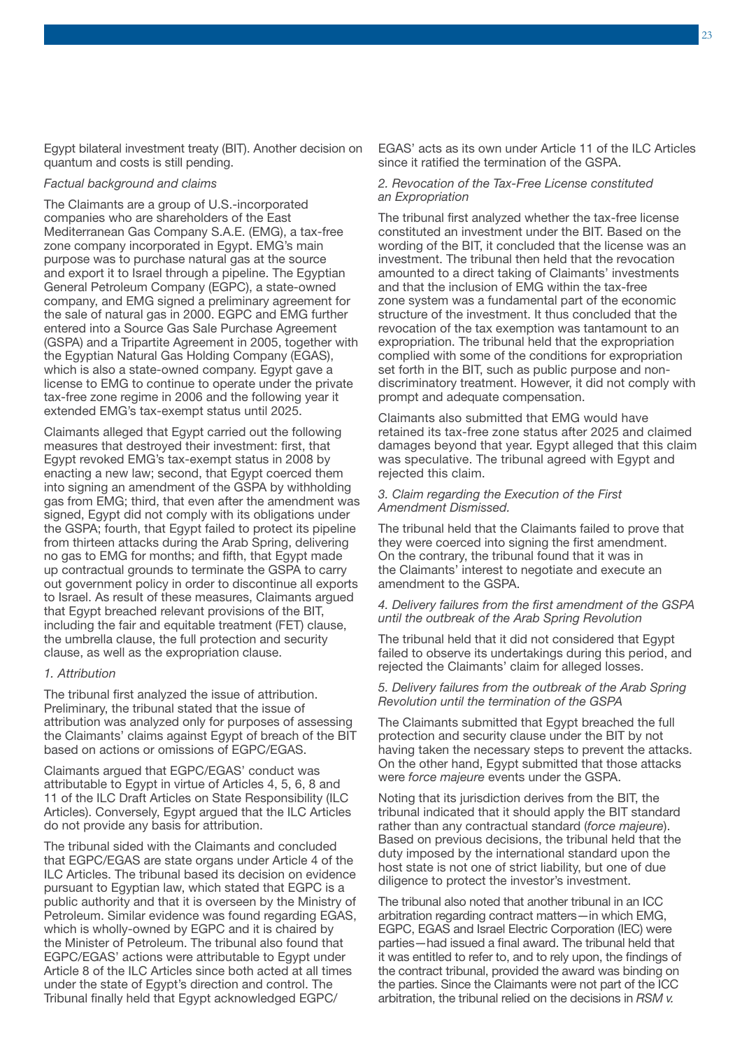Egypt bilateral investment treaty (BIT). Another decision on quantum and costs is still pending.

*Factual background and claims*

The Claimants are a group of U.S.-incorporated companies who are shareholders of the East Mediterranean Gas Company S.A.E. (EMG), a tax-free zone company incorporated in Egypt. EMG's main purpose was to purchase natural gas at the source and export it to Israel through a pipeline. The Egyptian General Petroleum Company (EGPC), a state-owned company, and EMG signed a preliminary agreement for the sale of natural gas in 2000. EGPC and EMG further entered into a Source Gas Sale Purchase Agreement (GSPA) and a Tripartite Agreement in 2005, together with the Egyptian Natural Gas Holding Company (EGAS), which is also a state-owned company. Egypt gave a license to EMG to continue to operate under the private tax-free zone regime in 2006 and the following year it extended EMG's tax-exempt status until 2025.

Claimants alleged that Egypt carried out the following measures that destroyed their investment: first, that Egypt revoked EMG's tax-exempt status in 2008 by enacting a new law; second, that Egypt coerced them into signing an amendment of the GSPA by withholding gas from EMG; third, that even after the amendment was signed, Egypt did not comply with its obligations under the GSPA; fourth, that Egypt failed to protect its pipeline from thirteen attacks during the Arab Spring, delivering no gas to EMG for months; and fifth, that Egypt made up contractual grounds to terminate the GSPA to carry out government policy in order to discontinue all exports to Israel. As result of these measures, Claimants argued that Egypt breached relevant provisions of the BIT, including the fair and equitable treatment (FET) clause, the umbrella clause, the full protection and security clause, as well as the expropriation clause.

*1. Attribution*

The tribunal first analyzed the issue of attribution. Preliminary, the tribunal stated that the issue of attribution was analyzed only for purposes of assessing the Claimants' claims against Egypt of breach of the BIT based on actions or omissions of EGPC/EGAS.

Claimants argued that EGPC/EGAS' conduct was attributable to Egypt in virtue of Articles 4, 5, 6, 8 and 11 of the ILC Draft Articles on State Responsibility (ILC Articles). Conversely, Egypt argued that the ILC Articles do not provide any basis for attribution.

The tribunal sided with the Claimants and concluded that EGPC/EGAS are state organs under Article 4 of the ILC Articles. The tribunal based its decision on evidence pursuant to Egyptian law, which stated that EGPC is a public authority and that it is overseen by the Ministry of Petroleum. Similar evidence was found regarding EGAS, which is wholly-owned by EGPC and it is chaired by the Minister of Petroleum. The tribunal also found that EGPC/EGAS' actions were attributable to Egypt under Article 8 of the ILC Articles since both acted at all times under the state of Egypt's direction and control. The Tribunal finally held that Egypt acknowledged EGPC/EGAS' acts as its own under Article 11 of the ILC Articles since it ratified the termination of the GSPA.

*2. Revocation of the Tax-Free License constituted an Expropriation*

The tribunal first analyzed whether the tax-free license constituted an investment under the BIT. Based on the wording of the BIT, it concluded that the license was an investment. The tribunal then held that the revocation amounted to a direct taking of Claimants' investments and that the inclusion of EMG within the tax-free zone system was a fundamental part of the economic structure of the investment. It thus concluded that the revocation of the tax exemption was tantamount to an expropriation. The tribunal held that the expropriation complied with some of the conditions for expropriation set forth in the BIT, such as public purpose and non-discriminatory treatment. However, it did not comply with prompt and adequate compensation.

Claimants also submitted that EMG would have retained its tax-free zone status after 2025 and claimed damages beyond that year. Egypt alleged that this claim was speculative. The tribunal agreed with Egypt and rejected this claim.

*3. Claim regarding the Execution of the First Amendment Dismissed.*

The tribunal held that the Claimants failed to prove that they were coerced into signing the first amendment. On the contrary, the tribunal found that it was in the Claimants' interest to negotiate and execute an amendment to the GSPA.

*4. Delivery failures from the first amendment of the GSPA until the outbreak of the Arab Spring Revolution*

The tribunal held that it did not considered that Egypt failed to observe its undertakings during this period, and rejected the Claimants' claim for alleged losses.

*5. Delivery failures from the outbreak of the Arab Spring Revolution until the termination of the GSPA*

The Claimants submitted that Egypt breached the full protection and security clause under the BIT by not having taken the necessary steps to prevent the attacks. On the other hand, Egypt submitted that those attacks were *force majeure* events under the GSPA.

Noting that its jurisdiction derives from the BIT, the tribunal indicated that it should apply the BIT standard rather than any contractual standard (*force majeure*). Based on previous decisions, the tribunal held that the duty imposed by the international standard upon the host state is not one of strict liability, but one of due diligence to protect the investor's investment.

The tribunal also noted that another tribunal in an ICC arbitration regarding contract matters—in which EMG, EGPC, EGAS and Israel Electric Corporation (IEC) were parties—had issued a final award. The tribunal held that it was entitled to refer to, and to rely upon, the findings of the contract tribunal, provided the award was binding on the parties. Since the Claimants were not part of the ICC arbitration, the tribunal relied on the decisions in *RSM v.*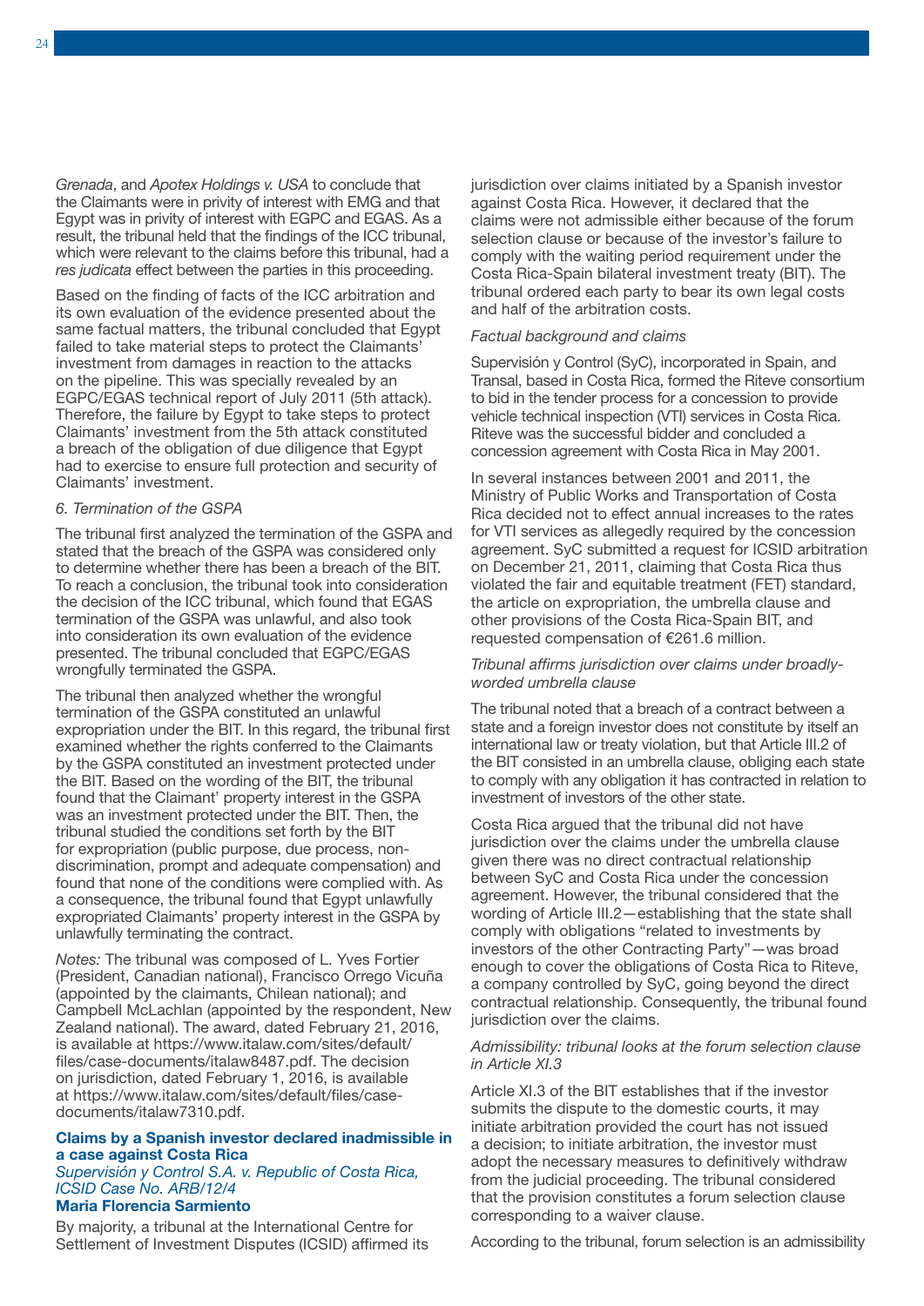*Grenada*, and *Apotex Holdings v. USA* to conclude that the Claimants were in privity of interest with EMG and that Egypt was in privity of interest with EGPC and EGAS. As a result, the tribunal held that the findings of the ICC tribunal, which were relevant to the claims before this tribunal, had a *res judicata* effect between the parties in this proceeding.

Based on the finding of facts of the ICC arbitration and its own evaluation of the evidence presented about the same factual matters, the tribunal concluded that Egypt failed to take material steps to protect the Claimants' investment from damages in reaction to the attacks on the pipeline. This was specially revealed by an EGPC/EGAS technical report of July 2011 (5th attack). Therefore, the failure by Egypt to take steps to protect Claimants' investment from the 5th attack constituted a breach of the obligation of due diligence that Egypt had to exercise to ensure full protection and security of Claimants' investment.

*6. Termination of the GSPA*

The tribunal first analyzed the termination of the GSPA and stated that the breach of the GSPA was considered only to determine whether there has been a breach of the BIT. To reach a conclusion, the tribunal took into consideration the decision of the ICC tribunal, which found that EGAS termination of the GSPA was unlawful, and also took into consideration its own evaluation of the evidence presented. The tribunal concluded that EGPC/EGAS wrongfully terminated the GSPA.

The tribunal then analyzed whether the wrongful termination of the GSPA constituted an unlawful expropriation under the BIT. In this regard, the tribunal first examined whether the rights conferred to the Claimants by the GSPA constituted an investment protected under the BIT. Based on the wording of the BIT, the tribunal found that the Claimant' property interest in the GSPA was an investment protected under the BIT. Then, the tribunal studied the conditions set forth by the BIT for expropriation (public purpose, due process, non-discrimination, prompt and adequate compensation) and found that none of the conditions were complied with. As a consequence, the tribunal found that Egypt unlawfully expropriated Claimants' property interest in the GSPA by unlawfully terminating the contract.

*Notes:* The tribunal was composed of L. Yves Fortier (President, Canadian national), Francisco Orrego Vicuña (appointed by the claimants, Chilean national); and Campbell McLachlan (appointed by the respondent, New Zealand national). The award, dated February 21, 2016, is available at https://www.italaw.com/sites/default/files/case-documents/italaw8487.pdf. The decision on jurisdiction, dated February 1, 2016, is available at https://www.italaw.com/sites/default/files/case-documents/italaw7310.pdf.

## Claims by a Spanish investor declared inadmissible in a case against Costa Rica

*Supervisión y Control S.A. v. Republic of Costa Rica, ICSID Case No. ARB/12/4*

**Maria Florencia Sarmiento**

By majority, a tribunal at the International Centre for Settlement of Investment Disputes (ICSID) affirmed its jurisdiction over claims initiated by a Spanish investor against Costa Rica. However, it declared that the claims were not admissible either because of the forum selection clause or because of the investor's failure to comply with the waiting period requirement under the Costa Rica-Spain bilateral investment treaty (BIT). The tribunal ordered each party to bear its own legal costs and half of the arbitration costs.

*Factual background and claims*

Supervisión y Control (SyC), incorporated in Spain, and Transal, based in Costa Rica, formed the Riteve consortium to bid in the tender process for a concession to provide vehicle technical inspection (VTI) services in Costa Rica. Riteve was the successful bidder and concluded a concession agreement with Costa Rica in May 2001.

In several instances between 2001 and 2011, the Ministry of Public Works and Transportation of Costa Rica decided not to effect annual increases to the rates for VTI services as allegedly required by the concession agreement. SyC submitted a request for ICSID arbitration on December 21, 2011, claiming that Costa Rica thus violated the fair and equitable treatment (FET) standard, the article on expropriation, the umbrella clause and other provisions of the Costa Rica-Spain BIT, and requested compensation of €261.6 million.

*Tribunal affirms jurisdiction over claims under broadly-worded umbrella clause*

The tribunal noted that a breach of a contract between a state and a foreign investor does not constitute by itself an international law or treaty violation, but that Article III.2 of the BIT consisted in an umbrella clause, obliging each state to comply with any obligation it has contracted in relation to investment of investors of the other state.

Costa Rica argued that the tribunal did not have jurisdiction over the claims under the umbrella clause given there was no direct contractual relationship between SyC and Costa Rica under the concession agreement. However, the tribunal considered that the wording of Article III.2—establishing that the state shall comply with obligations "related to investments by investors of the other Contracting Party"—was broad enough to cover the obligations of Costa Rica to Riteve, a company controlled by SyC, going beyond the direct contractual relationship. Consequently, the tribunal found jurisdiction over the claims.

*Admissibility: tribunal looks at the forum selection clause in Article XI.3*

Article XI.3 of the BIT establishes that if the investor submits the dispute to the domestic courts, it may initiate arbitration provided the court has not issued a decision; to initiate arbitration, the investor must adopt the necessary measures to definitively withdraw from the judicial proceeding. The tribunal considered that the provision constitutes a forum selection clause corresponding to a waiver clause.

According to the tribunal, forum selection is an admissibility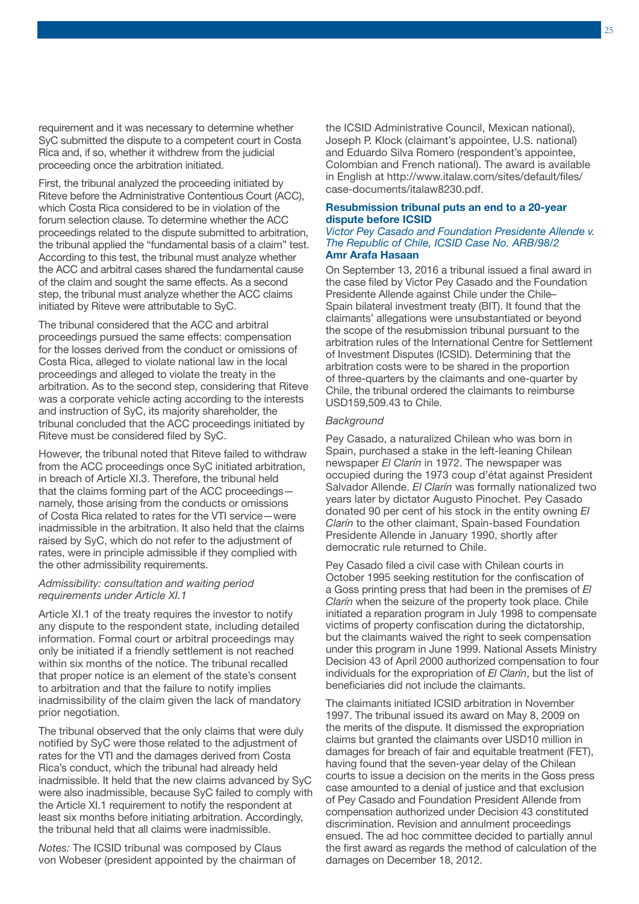requirement and it was necessary to determine whether SyC submitted the dispute to a competent court in Costa Rica and, if so, whether it withdrew from the judicial proceeding once the arbitration initiated.

First, the tribunal analyzed the proceeding initiated by Riteve before the Administrative Contentious Court (ACC), which Costa Rica considered to be in violation of the forum selection clause. To determine whether the ACC proceedings related to the dispute submitted to arbitration, the tribunal applied the "fundamental basis of a claim" test. According to this test, the tribunal must analyze whether the ACC and arbitral cases shared the fundamental cause of the claim and sought the same effects. As a second step, the tribunal must analyze whether the ACC claims initiated by Riteve were attributable to SyC.

The tribunal considered that the ACC and arbitral proceedings pursued the same effects: compensation for the losses derived from the conduct or omissions of Costa Rica, alleged to violate national law in the local proceedings and alleged to violate the treaty in the arbitration. As to the second step, considering that Riteve was a corporate vehicle acting according to the interests and instruction of SyC, its majority shareholder, the tribunal concluded that the ACC proceedings initiated by Riteve must be considered filed by SyC.

However, the tribunal noted that Riteve failed to withdraw from the ACC proceedings once SyC initiated arbitration, in breach of Article XI.3. Therefore, the tribunal held that the claims forming part of the ACC proceedings—namely, those arising from the conducts or omissions of Costa Rica related to rates for the VTI service—were inadmissible in the arbitration. It also held that the claims raised by SyC, which do not refer to the adjustment of rates, were in principle admissible if they complied with the other admissibility requirements.

*Admissibility: consultation and waiting period requirements under Article XI.1*

Article XI.1 of the treaty requires the investor to notify any dispute to the respondent state, including detailed information. Formal court or arbitral proceedings may only be initiated if a friendly settlement is not reached within six months of the notice. The tribunal recalled that proper notice is an element of the state's consent to arbitration and that the failure to notify implies inadmissibility of the claim given the lack of mandatory prior negotiation.

The tribunal observed that the only claims that were duly notified by SyC were those related to the adjustment of rates for the VTI and the damages derived from Costa Rica's conduct, which the tribunal had already held inadmissible. It held that the new claims advanced by SyC were also inadmissible, because SyC failed to comply with the Article XI.1 requirement to notify the respondent at least six months before initiating arbitration. Accordingly, the tribunal held that all claims were inadmissible.

*Notes:* The ICSID tribunal was composed by Claus von Wobeser (president appointed by the chairman of the ICSID Administrative Council, Mexican national), Joseph P. Klock (claimant's appointee, U.S. national) and Eduardo Silva Romero (respondent's appointee, Colombian and French national). The award is available in English at http://www.italaw.com/sites/default/files/case-documents/italaw8230.pdf.

### Resubmission tribunal puts an end to a 20-year dispute before ICSID

*Victor Pey Casado and Foundation Presidente Allende v. The Republic of Chile, ICSID Case No. ARB/98/2*
**Amr Arafa Hasaan**

On September 13, 2016 a tribunal issued a final award in the case filed by Victor Pey Casado and the Foundation Presidente Allende against Chile under the Chile–Spain bilateral investment treaty (BIT). It found that the claimants' allegations were unsubstantiated or beyond the scope of the resubmission tribunal pursuant to the arbitration rules of the International Centre for Settlement of Investment Disputes (ICSID). Determining that the arbitration costs were to be shared in the proportion of three-quarters by the claimants and one-quarter by Chile, the tribunal ordered the claimants to reimburse USD159,509.43 to Chile.

*Background*

Pey Casado, a naturalized Chilean who was born in Spain, purchased a stake in the left-leaning Chilean newspaper *El Clarín* in 1972. The newspaper was occupied during the 1973 coup d'état against President Salvador Allende. *El Clarín* was formally nationalized two years later by dictator Augusto Pinochet. Pey Casado donated 90 per cent of his stock in the entity owning *El Clarín* to the other claimant, Spain-based Foundation Presidente Allende in January 1990, shortly after democratic rule returned to Chile.

Pey Casado filed a civil case with Chilean courts in October 1995 seeking restitution for the confiscation of a Goss printing press that had been in the premises of *El Clarín* when the seizure of the property took place. Chile initiated a reparation program in July 1998 to compensate victims of property confiscation during the dictatorship, but the claimants waived the right to seek compensation under this program in June 1999. National Assets Ministry Decision 43 of April 2000 authorized compensation to four individuals for the expropriation of *El Clarín*, but the list of beneficiaries did not include the claimants.

The claimants initiated ICSID arbitration in November 1997. The tribunal issued its award on May 8, 2009 on the merits of the dispute. It dismissed the expropriation claims but granted the claimants over USD10 million in damages for breach of fair and equitable treatment (FET), having found that the seven-year delay of the Chilean courts to issue a decision on the merits in the Goss press case amounted to a denial of justice and that exclusion of Pey Casado and Foundation President Allende from compensation authorized under Decision 43 constituted discrimination. Revision and annulment proceedings ensued. The ad hoc committee decided to partially annul the first award as regards the method of calculation of the damages on December 18, 2012.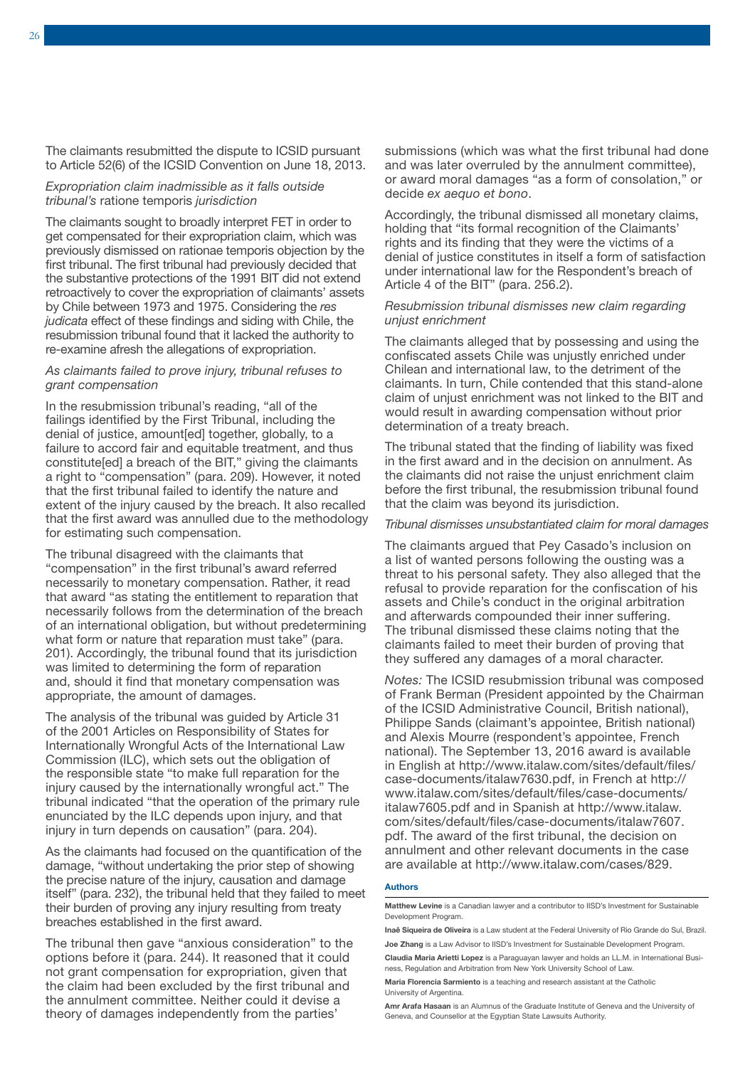The claimants resubmitted the dispute to ICSID pursuant to Article 52(6) of the ICSID Convention on June 18, 2013.

*Expropriation claim inadmissible as it falls outside tribunal's* ratione temporis *jurisdiction*

The claimants sought to broadly interpret FET in order to get compensated for their expropriation claim, which was previously dismissed on rationae temporis objection by the first tribunal. The first tribunal had previously decided that the substantive protections of the 1991 BIT did not extend retroactively to cover the expropriation of claimants' assets by Chile between 1973 and 1975. Considering the *res judicata* effect of these findings and siding with Chile, the resubmission tribunal found that it lacked the authority to re-examine afresh the allegations of expropriation.

*As claimants failed to prove injury, tribunal refuses to grant compensation*

In the resubmission tribunal's reading, "all of the failings identified by the First Tribunal, including the denial of justice, amount[ed] together, globally, to a failure to accord fair and equitable treatment, and thus constitute[ed] a breach of the BIT," giving the claimants a right to "compensation" (para. 209). However, it noted that the first tribunal failed to identify the nature and extent of the injury caused by the breach. It also recalled that the first award was annulled due to the methodology for estimating such compensation.

The tribunal disagreed with the claimants that "compensation" in the first tribunal's award referred necessarily to monetary compensation. Rather, it read that award "as stating the entitlement to reparation that necessarily follows from the determination of the breach of an international obligation, but without predetermining what form or nature that reparation must take" (para. 201). Accordingly, the tribunal found that its jurisdiction was limited to determining the form of reparation and, should it find that monetary compensation was appropriate, the amount of damages.

The analysis of the tribunal was guided by Article 31 of the 2001 Articles on Responsibility of States for Internationally Wrongful Acts of the International Law Commission (ILC), which sets out the obligation of the responsible state "to make full reparation for the injury caused by the internationally wrongful act." The tribunal indicated "that the operation of the primary rule enunciated by the ILC depends upon injury, and that injury in turn depends on causation" (para. 204).

As the claimants had focused on the quantification of the damage, "without undertaking the prior step of showing the precise nature of the injury, causation and damage itself" (para. 232), the tribunal held that they failed to meet their burden of proving any injury resulting from treaty breaches established in the first award.

The tribunal then gave "anxious consideration" to the options before it (para. 244). It reasoned that it could not grant compensation for expropriation, given that the claim had been excluded by the first tribunal and the annulment committee. Neither could it devise a theory of damages independently from the parties' submissions (which was what the first tribunal had done and was later overruled by the annulment committee), or award moral damages "as a form of consolation," or decide *ex aequo et bono*.

Accordingly, the tribunal dismissed all monetary claims, holding that "its formal recognition of the Claimants' rights and its finding that they were the victims of a denial of justice constitutes in itself a form of satisfaction under international law for the Respondent's breach of Article 4 of the BIT" (para. 256.2).

*Resubmission tribunal dismisses new claim regarding unjust enrichment*

The claimants alleged that by possessing and using the confiscated assets Chile was unjustly enriched under Chilean and international law, to the detriment of the claimants. In turn, Chile contended that this stand-alone claim of unjust enrichment was not linked to the BIT and would result in awarding compensation without prior determination of a treaty breach.

The tribunal stated that the finding of liability was fixed in the first award and in the decision on annulment. As the claimants did not raise the unjust enrichment claim before the first tribunal, the resubmission tribunal found that the claim was beyond its jurisdiction.

*Tribunal dismisses unsubstantiated claim for moral damages*

The claimants argued that Pey Casado's inclusion on a list of wanted persons following the ousting was a threat to his personal safety. They also alleged that the refusal to provide reparation for the confiscation of his assets and Chile's conduct in the original arbitration and afterwards compounded their inner suffering. The tribunal dismissed these claims noting that the claimants failed to meet their burden of proving that they suffered any damages of a moral character.

*Notes:* The ICSID resubmission tribunal was composed of Frank Berman (President appointed by the Chairman of the ICSID Administrative Council, British national), Philippe Sands (claimant's appointee, British national) and Alexis Mourre (respondent's appointee, French national). The September 13, 2016 award is available in English at http://www.italaw.com/sites/default/files/case-documents/italaw7630.pdf, in French at http://www.italaw.com/sites/default/files/case-documents/italaw7605.pdf and in Spanish at http://www.italaw.com/sites/default/files/case-documents/italaw7607.pdf. The award of the first tribunal, the decision on annulment and other relevant documents in the case are available at http://www.italaw.com/cases/829.

**Authors**

**Matthew Levine** is a Canadian lawyer and a contributor to IISD's Investment for Sustainable Development Program.

**Inaê Siqueira de Oliveira** is a Law student at the Federal University of Rio Grande do Sul, Brazil.

**Joe Zhang** is a Law Advisor to IISD's Investment for Sustainable Development Program.

**Claudia Maria Arietti Lopez** is a Paraguayan lawyer and holds an LL.M. in International Business, Regulation and Arbitration from New York University School of Law.

**Maria Florencia Sarmiento** is a teaching and research assistant at the Catholic University of Argentina.

**Amr Arafa Hasaan** is an Alumnus of the Graduate Institute of Geneva and the University of Geneva, and Counsellor at the Egyptian State Lawsuits Authority.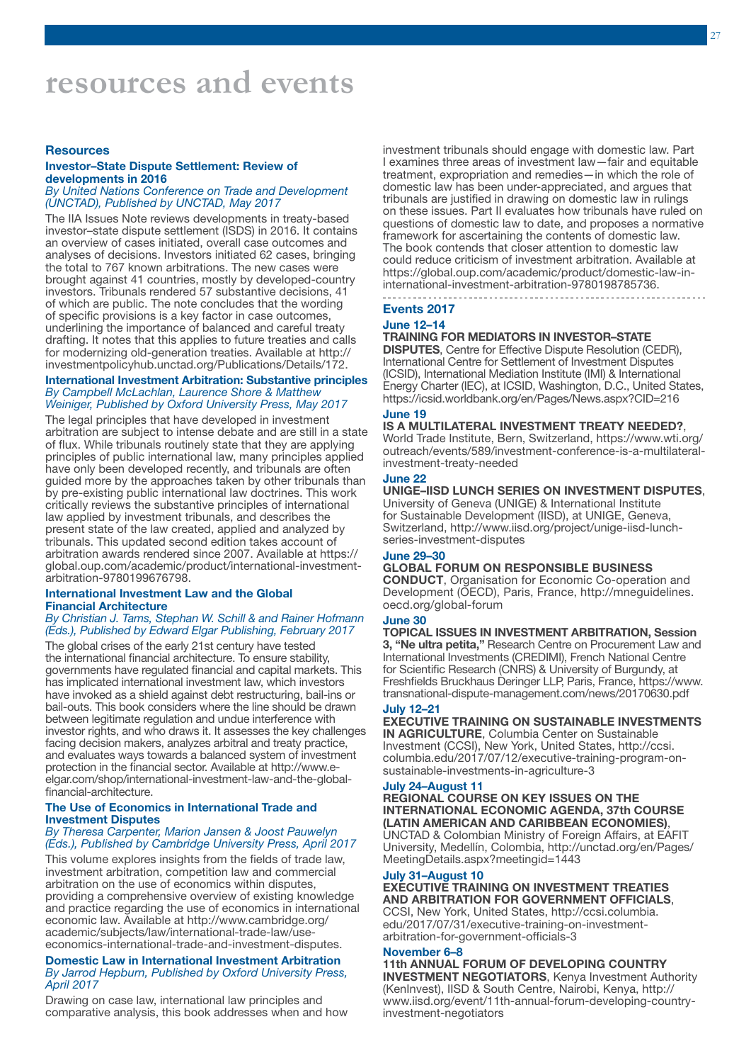# resources and events

## Resources

### Investor–State Dispute Settlement: Review of developments in 2016

*By United Nations Conference on Trade and Development (UNCTAD), Published by UNCTAD, May 2017*

The IIA Issues Note reviews developments in treaty-based investor–state dispute settlement (ISDS) in 2016. It contains an overview of cases initiated, overall case outcomes and analyses of decisions. Investors initiated 62 cases, bringing the total to 767 known arbitrations. The new cases were brought against 41 countries, mostly by developed-country investors. Tribunals rendered 57 substantive decisions, 41 of which are public. The note concludes that the wording of specific provisions is a key factor in case outcomes, underlining the importance of balanced and careful treaty drafting. It notes that this applies to future treaties and calls for modernizing old-generation treaties. Available at http://investmentpolicyhub.unctad.org/Publications/Details/172.

### International Investment Arbitration: Substantive principles

*By Campbell McLachlan, Laurence Shore & Matthew Weiniger, Published by Oxford University Press, May 2017*

The legal principles that have developed in investment arbitration are subject to intense debate and are still in a state of flux. While tribunals routinely state that they are applying principles of public international law, many principles applied have only been developed recently, and tribunals are often guided more by the approaches taken by other tribunals than by pre-existing public international law doctrines. This work critically reviews the substantive principles of international law applied by investment tribunals, and describes the present state of the law created, applied and analyzed by tribunals. This updated second edition takes account of arbitration awards rendered since 2007. Available at https://global.oup.com/academic/product/international-investment-arbitration-9780199676798.

### International Investment Law and the Global Financial Architecture

*By Christian J. Tams, Stephan W. Schill & and Rainer Hofmann (Eds.), Published by Edward Elgar Publishing, February 2017*

The global crises of the early 21st century have tested the international financial architecture. To ensure stability, governments have regulated financial and capital markets. This has implicated international investment law, which investors have invoked as a shield against debt restructuring, bail-ins or bail-outs. This book considers where the line should be drawn between legitimate regulation and undue interference with investor rights, and who draws it. It assesses the key challenges facing decision makers, analyzes arbitral and treaty practice, and evaluates ways towards a balanced system of investment protection in the financial sector. Available at http://www.e-elgar.com/shop/international-investment-law-and-the-global-financial-architecture.

### The Use of Economics in International Trade and Investment Disputes

*By Theresa Carpenter, Marion Jansen & Joost Pauwelyn (Eds.), Published by Cambridge University Press, April 2017*

This volume explores insights from the fields of trade law, investment arbitration, competition law and commercial arbitration on the use of economics within disputes, providing a comprehensive overview of existing knowledge and practice regarding the use of economics in international economic law. Available at http://www.cambridge.org/academic/subjects/law/international-trade-law/use-economics-international-trade-and-investment-disputes.

### Domestic Law in International Investment Arbitration

*By Jarrod Hepburn, Published by Oxford University Press, April 2017*

Drawing on case law, international law principles and comparative analysis, this book addresses when and how investment tribunals should engage with domestic law. Part I examines three areas of investment law—fair and equitable treatment, expropriation and remedies—in which the role of domestic law has been under-appreciated, and argues that tribunals are justified in drawing on domestic law in rulings on these issues. Part II evaluates how tribunals have ruled on questions of domestic law to date, and proposes a normative framework for ascertaining the contents of domestic law. The book contends that closer attention to domestic law could reduce criticism of investment arbitration. Available at https://global.oup.com/academic/product/domestic-law-in-international-investment-arbitration-9780198785736.

## Events 2017

**June 12–14**

**TRAINING FOR MEDIATORS IN INVESTOR–STATE DISPUTES**, Centre for Effective Dispute Resolution (CEDR), International Centre for Settlement of Investment Disputes (ICSID), International Mediation Institute (IMI) & International Energy Charter (IEC), at ICSID, Washington, D.C., United States, https://icsid.worldbank.org/en/Pages/News.aspx?CID=216

**June 19**

**IS A MULTILATERAL INVESTMENT TREATY NEEDED?**, World Trade Institute, Bern, Switzerland, https://www.wti.org/outreach/events/589/investment-conference-is-a-multilateral-investment-treaty-needed

**June 22**

**UNIGE–IISD LUNCH SERIES ON INVESTMENT DISPUTES**, University of Geneva (UNIGE) & International Institute for Sustainable Development (IISD), at UNIGE, Geneva, Switzerland, http://www.iisd.org/project/unige-iisd-lunch-series-investment-disputes

**June 29–30**

**GLOBAL FORUM ON RESPONSIBLE BUSINESS CONDUCT**, Organisation for Economic Co-operation and Development (OECD), Paris, France, http://mneguidelines.oecd.org/global-forum

**June 30**

**TOPICAL ISSUES IN INVESTMENT ARBITRATION, Session 3, "Ne ultra petita,"** Research Centre on Procurement Law and International Investments (CREDIMI), French National Centre for Scientific Research (CNRS) & University of Burgundy, at Freshfields Bruckhaus Deringer LLP, Paris, France, https://www.transnational-dispute-management.com/news/20170630.pdf

**July 12–21**

**EXECUTIVE TRAINING ON SUSTAINABLE INVESTMENTS IN AGRICULTURE**, Columbia Center on Sustainable Investment (CCSI), New York, United States, http://ccsi.columbia.edu/2017/07/12/executive-training-program-on-sustainable-investments-in-agriculture-3

**July 24–August 11**

**REGIONAL COURSE ON KEY ISSUES ON THE INTERNATIONAL ECONOMIC AGENDA, 37th COURSE (LATIN AMERICAN AND CARIBBEAN ECONOMIES)**, UNCTAD & Colombian Ministry of Foreign Affairs, at EAFIT University, Medellín, Colombia, http://unctad.org/en/Pages/MeetingDetails.aspx?meetingid=1443

**July 31–August 10**

**EXECUTIVE TRAINING ON INVESTMENT TREATIES AND ARBITRATION FOR GOVERNMENT OFFICIALS**, CCSI, New York, United States, http://ccsi.columbia.edu/2017/07/31/executive-training-on-investment-arbitration-for-government-officials-3

**November 6–8**

**11th ANNUAL FORUM OF DEVELOPING COUNTRY INVESTMENT NEGOTIATORS**, Kenya Investment Authority (KenInvest), IISD & South Centre, Nairobi, Kenya, http://www.iisd.org/event/11th-annual-forum-developing-country-investment-negotiators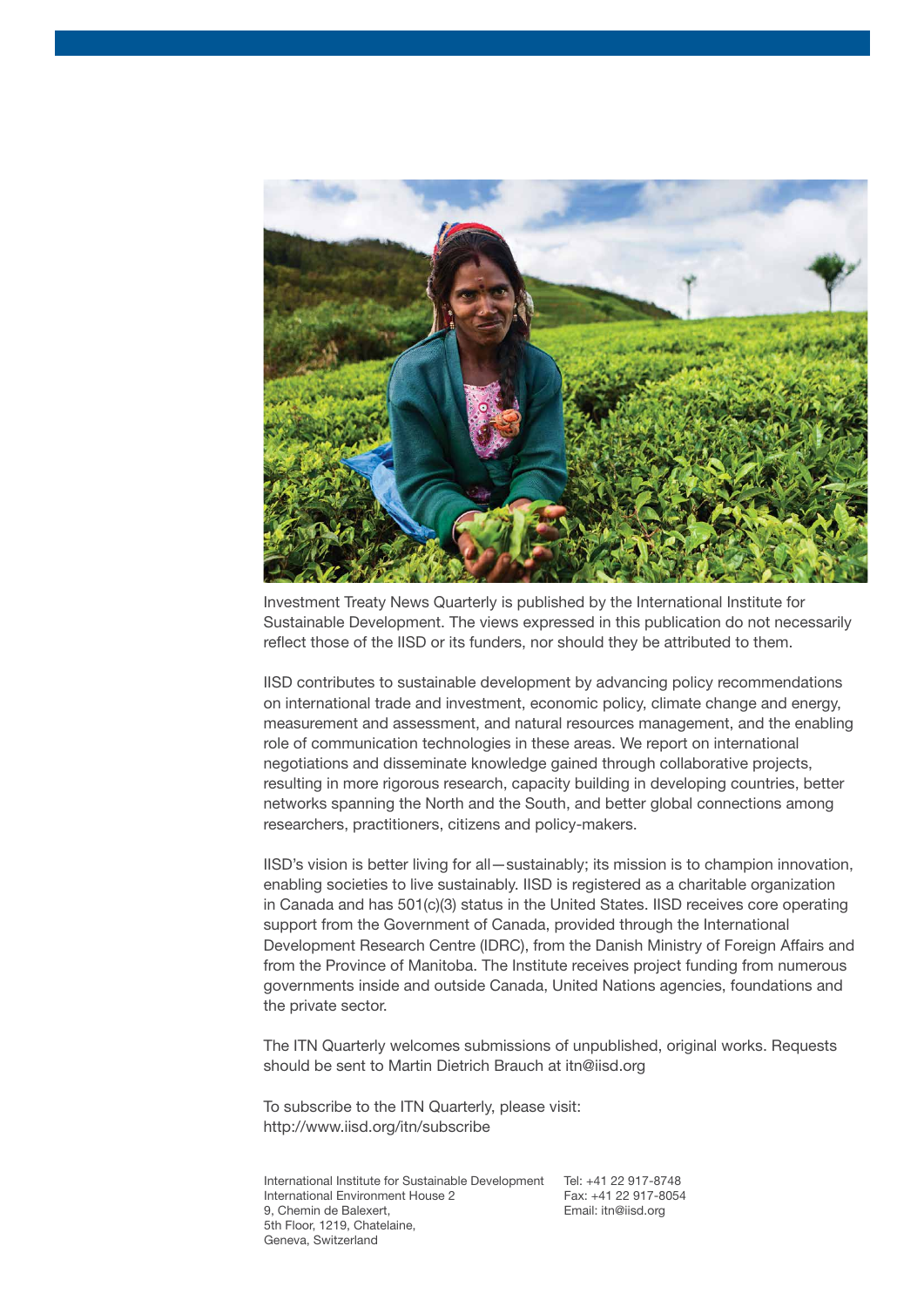Investment Treaty News Quarterly is published by the International Institute for Sustainable Development. The views expressed in this publication do not necessarily reflect those of the IISD or its funders, nor should they be attributed to them.

IISD contributes to sustainable development by advancing policy recommendations on international trade and investment, economic policy, climate change and energy, measurement and assessment, and natural resources management, and the enabling role of communication technologies in these areas. We report on international negotiations and disseminate knowledge gained through collaborative projects, resulting in more rigorous research, capacity building in developing countries, better networks spanning the North and the South, and better global connections among researchers, practitioners, citizens and policy-makers.

IISD's vision is better living for all—sustainably; its mission is to champion innovation, enabling societies to live sustainably. IISD is registered as a charitable organization in Canada and has 501(c)(3) status in the United States. IISD receives core operating support from the Government of Canada, provided through the International Development Research Centre (IDRC), from the Danish Ministry of Foreign Affairs and from the Province of Manitoba. The Institute receives project funding from numerous governments inside and outside Canada, United Nations agencies, foundations and the private sector.

The ITN Quarterly welcomes submissions of unpublished, original works. Requests should be sent to Martin Dietrich Brauch at itn@iisd.org

To subscribe to the ITN Quarterly, please visit:
http://www.iisd.org/itn/subscribe

International Institute for Sustainable Development
International Environment House 2
9, Chemin de Balexert,
5th Floor, 1219, Chatelaine,
Geneva, Switzerland

Tel: +41 22 917-8748
Fax: +41 22 917-8054
Email: itn@iisd.org